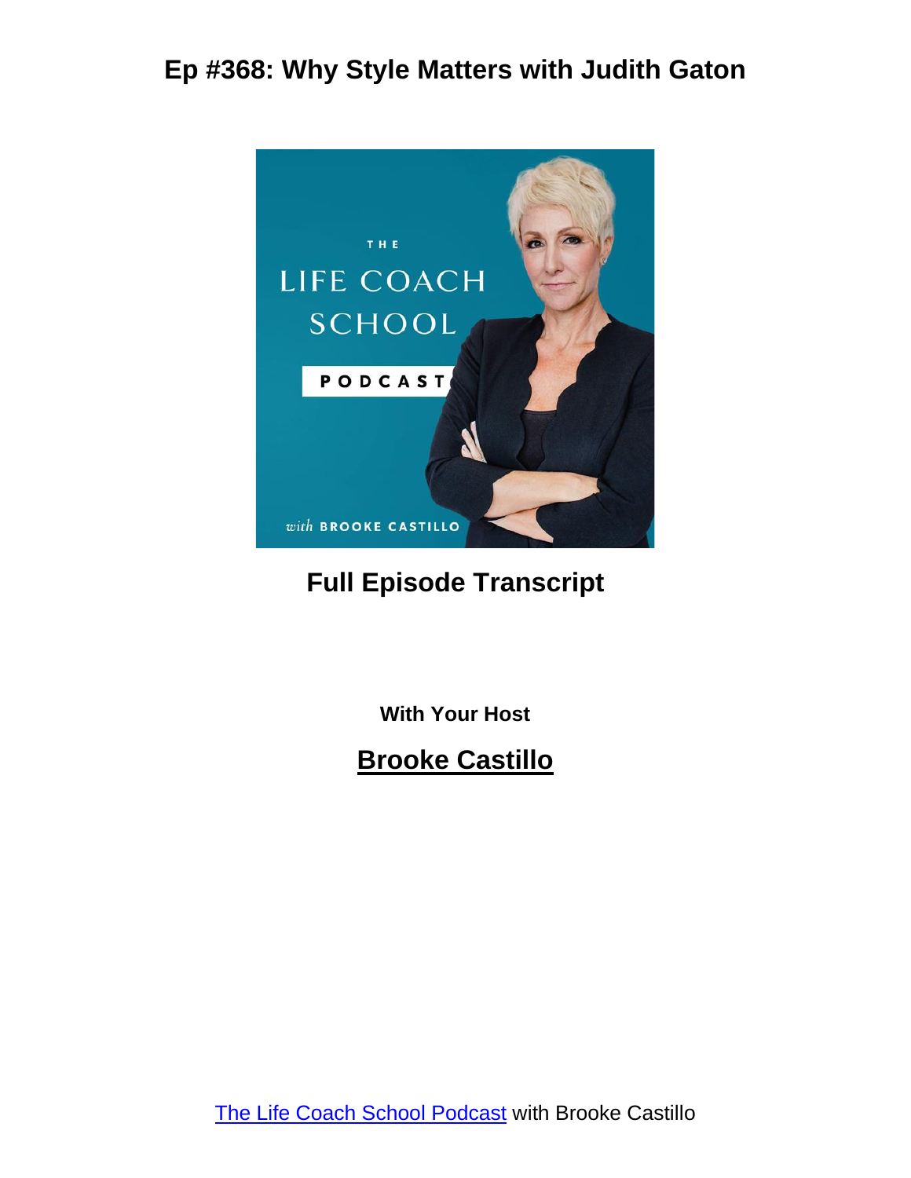# Ep #368: Why Style Matters with Judith Gaton

## Full Episode Transcript

**With Your Host**

## [Brooke Castillo](#)

[The Life Coach School Podcast](#) with Brooke Castillo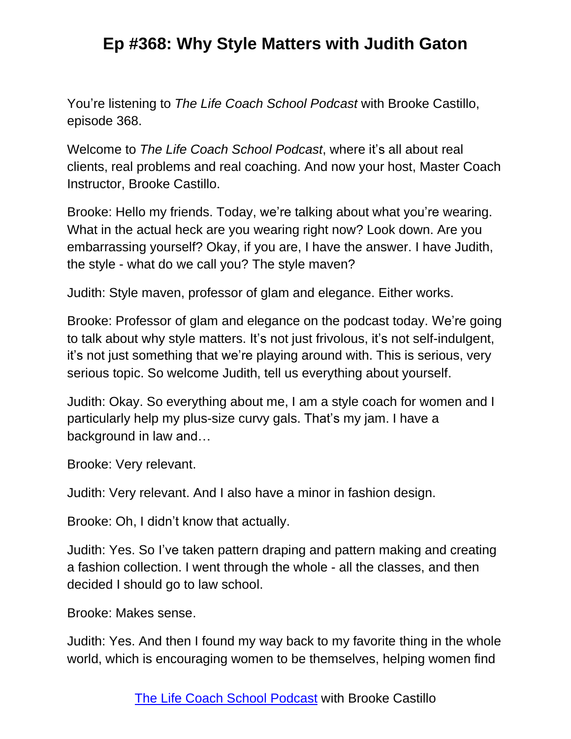You're listening to *The Life Coach School Podcast* with Brooke Castillo, episode 368.

Welcome to *The Life Coach School Podcast*, where it's all about real clients, real problems and real coaching. And now your host, Master Coach Instructor, Brooke Castillo.

Brooke: Hello my friends. Today, we're talking about what you're wearing. What in the actual heck are you wearing right now? Look down. Are you embarrassing yourself? Okay, if you are, I have the answer. I have Judith, the style - what do we call you? The style maven?

Judith: Style maven, professor of glam and elegance. Either works.

Brooke: Professor of glam and elegance on the podcast today. We're going to talk about why style matters. It's not just frivolous, it's not self-indulgent, it's not just something that we're playing around with. This is serious, very serious topic. So welcome Judith, tell us everything about yourself.

Judith: Okay. So everything about me, I am a style coach for women and I particularly help my plus-size curvy gals. That's my jam. I have a background in law and…

Brooke: Very relevant.

Judith: Very relevant. And I also have a minor in fashion design.

Brooke: Oh, I didn't know that actually.

Judith: Yes. So I've taken pattern draping and pattern making and creating a fashion collection. I went through the whole - all the classes, and then decided I should go to law school.

Brooke: Makes sense.

Judith: Yes. And then I found my way back to my favorite thing in the whole world, which is encouraging women to be themselves, helping women find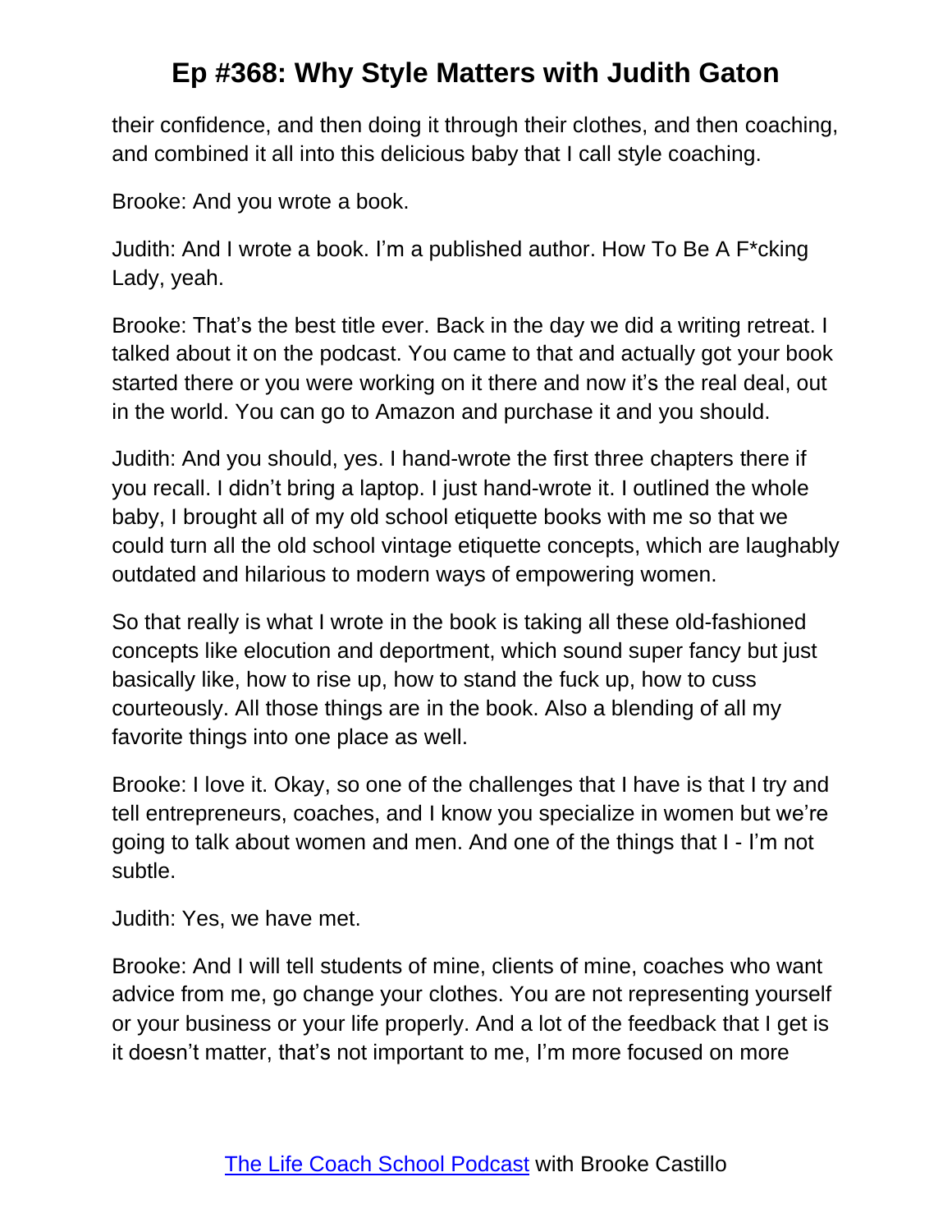their confidence, and then doing it through their clothes, and then coaching, and combined it all into this delicious baby that I call style coaching.

Brooke: And you wrote a book.

Judith: And I wrote a book. I'm a published author. How To Be A F*cking Lady, yeah.

Brooke: That's the best title ever. Back in the day we did a writing retreat. I talked about it on the podcast. You came to that and actually got your book started there or you were working on it there and now it's the real deal, out in the world. You can go to Amazon and purchase it and you should.

Judith: And you should, yes. I hand-wrote the first three chapters there if you recall. I didn't bring a laptop. I just hand-wrote it. I outlined the whole baby, I brought all of my old school etiquette books with me so that we could turn all the old school vintage etiquette concepts, which are laughably outdated and hilarious to modern ways of empowering women.

So that really is what I wrote in the book is taking all these old-fashioned concepts like elocution and deportment, which sound super fancy but just basically like, how to rise up, how to stand the fuck up, how to cuss courteously. All those things are in the book. Also a blending of all my favorite things into one place as well.

Brooke: I love it. Okay, so one of the challenges that I have is that I try and tell entrepreneurs, coaches, and I know you specialize in women but we're going to talk about women and men. And one of the things that I - I'm not subtle.

Judith: Yes, we have met.

Brooke: And I will tell students of mine, clients of mine, coaches who want advice from me, go change your clothes. You are not representing yourself or your business or your life properly. And a lot of the feedback that I get is it doesn't matter, that's not important to me, I'm more focused on more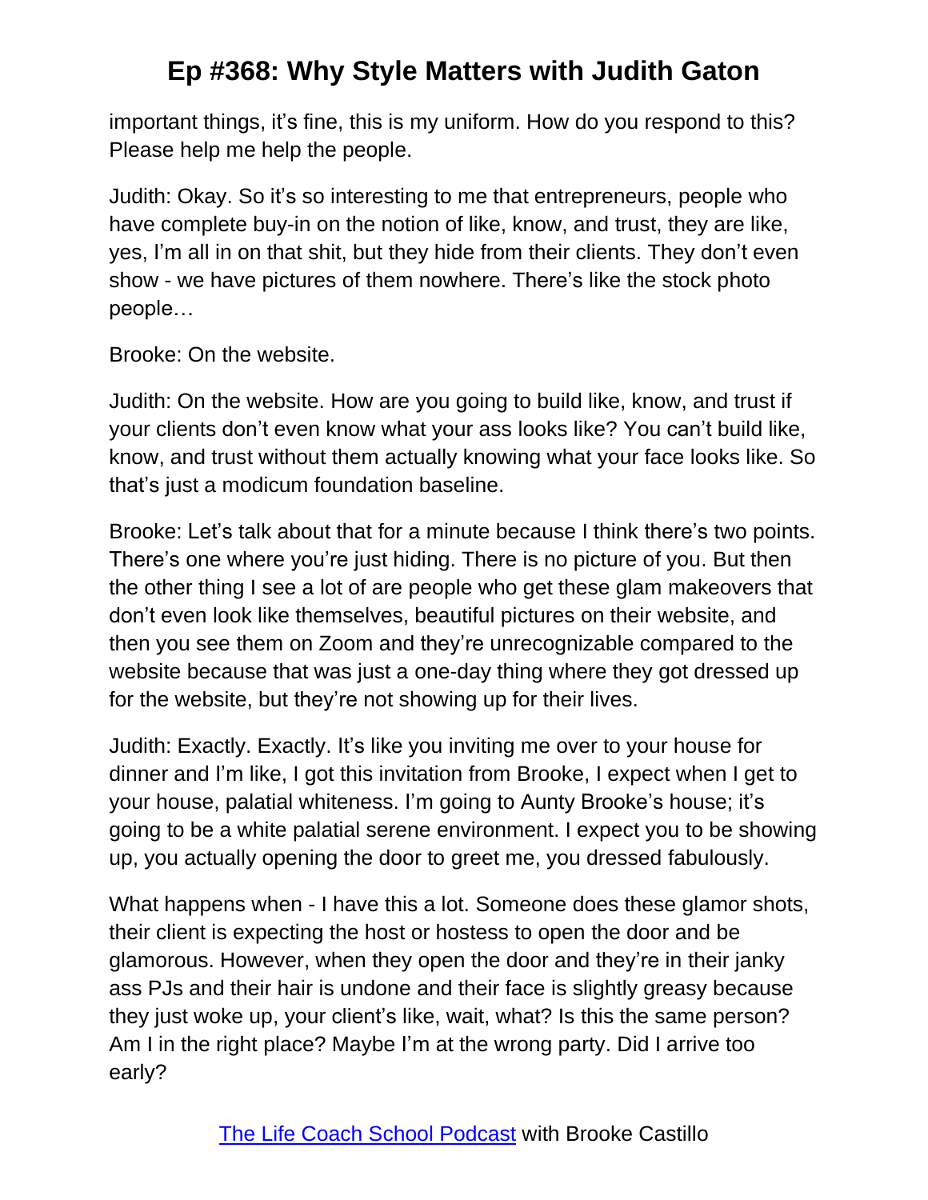important things, it's fine, this is my uniform. How do you respond to this? Please help me help the people.

Judith: Okay. So it's so interesting to me that entrepreneurs, people who have complete buy-in on the notion of like, know, and trust, they are like, yes, I'm all in on that shit, but they hide from their clients. They don't even show - we have pictures of them nowhere. There's like the stock photo people…

Brooke: On the website.

Judith: On the website. How are you going to build like, know, and trust if your clients don't even know what your ass looks like? You can't build like, know, and trust without them actually knowing what your face looks like. So that's just a modicum foundation baseline.

Brooke: Let's talk about that for a minute because I think there's two points. There's one where you're just hiding. There is no picture of you. But then the other thing I see a lot of are people who get these glam makeovers that don't even look like themselves, beautiful pictures on their website, and then you see them on Zoom and they're unrecognizable compared to the website because that was just a one-day thing where they got dressed up for the website, but they're not showing up for their lives.

Judith: Exactly. Exactly. It's like you inviting me over to your house for dinner and I'm like, I got this invitation from Brooke, I expect when I get to your house, palatial whiteness. I'm going to Aunty Brooke's house; it's going to be a white palatial serene environment. I expect you to be showing up, you actually opening the door to greet me, you dressed fabulously.

What happens when - I have this a lot. Someone does these glamor shots, their client is expecting the host or hostess to open the door and be glamorous. However, when they open the door and they're in their janky ass PJs and their hair is undone and their face is slightly greasy because they just woke up, your client's like, wait, what? Is this the same person? Am I in the right place? Maybe I'm at the wrong party. Did I arrive too early?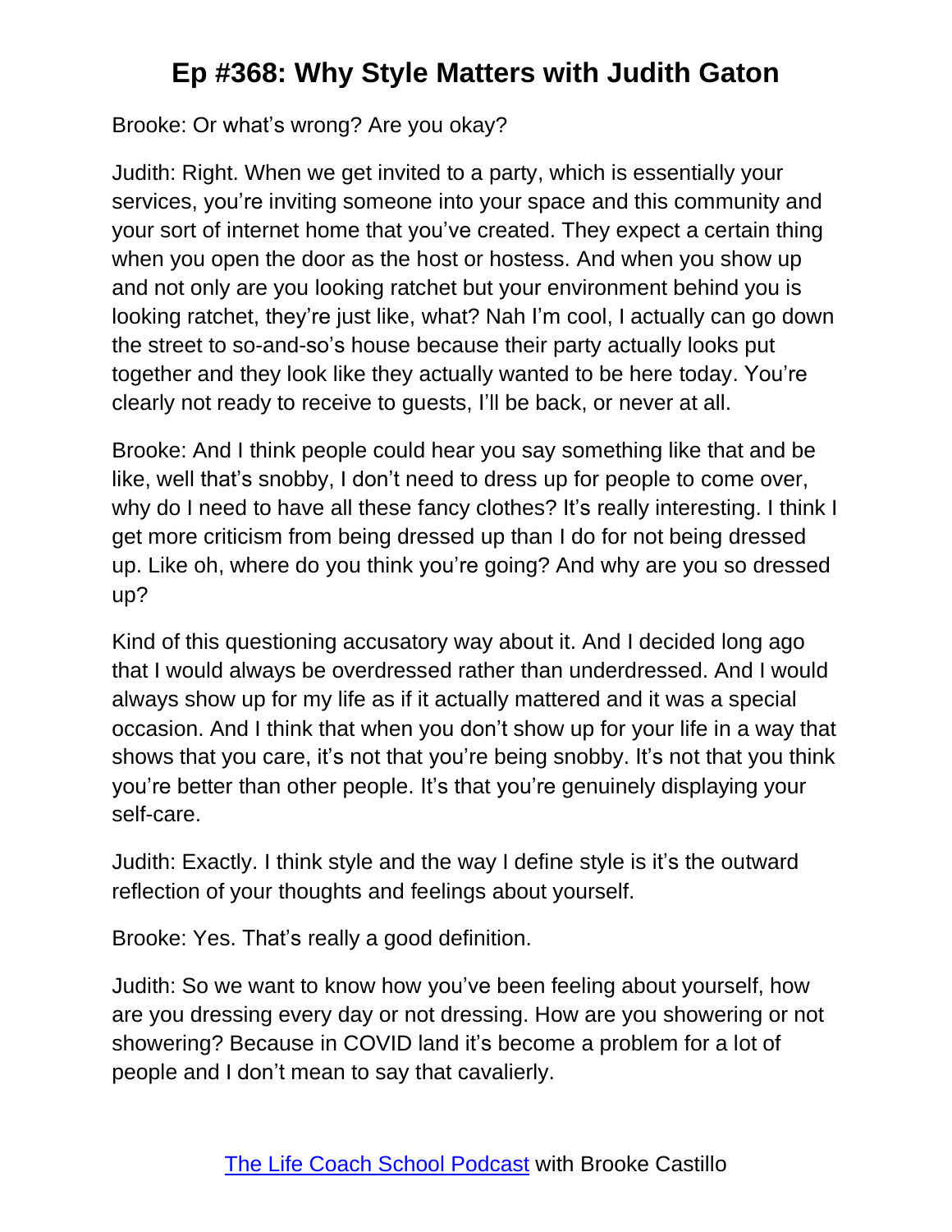Brooke: Or what's wrong? Are you okay?

Judith: Right. When we get invited to a party, which is essentially your services, you're inviting someone into your space and this community and your sort of internet home that you've created. They expect a certain thing when you open the door as the host or hostess. And when you show up and not only are you looking ratchet but your environment behind you is looking ratchet, they're just like, what? Nah I'm cool, I actually can go down the street to so-and-so's house because their party actually looks put together and they look like they actually wanted to be here today. You're clearly not ready to receive to guests, I'll be back, or never at all.

Brooke: And I think people could hear you say something like that and be like, well that's snobby, I don't need to dress up for people to come over, why do I need to have all these fancy clothes? It's really interesting. I think I get more criticism from being dressed up than I do for not being dressed up. Like oh, where do you think you're going? And why are you so dressed up?

Kind of this questioning accusatory way about it. And I decided long ago that I would always be overdressed rather than underdressed. And I would always show up for my life as if it actually mattered and it was a special occasion. And I think that when you don't show up for your life in a way that shows that you care, it's not that you're being snobby. It's not that you think you're better than other people. It's that you're genuinely displaying your self-care.

Judith: Exactly. I think style and the way I define style is it's the outward reflection of your thoughts and feelings about yourself.

Brooke: Yes. That's really a good definition.

Judith: So we want to know how you've been feeling about yourself, how are you dressing every day or not dressing. How are you showering or not showering? Because in COVID land it's become a problem for a lot of people and I don't mean to say that cavalierly.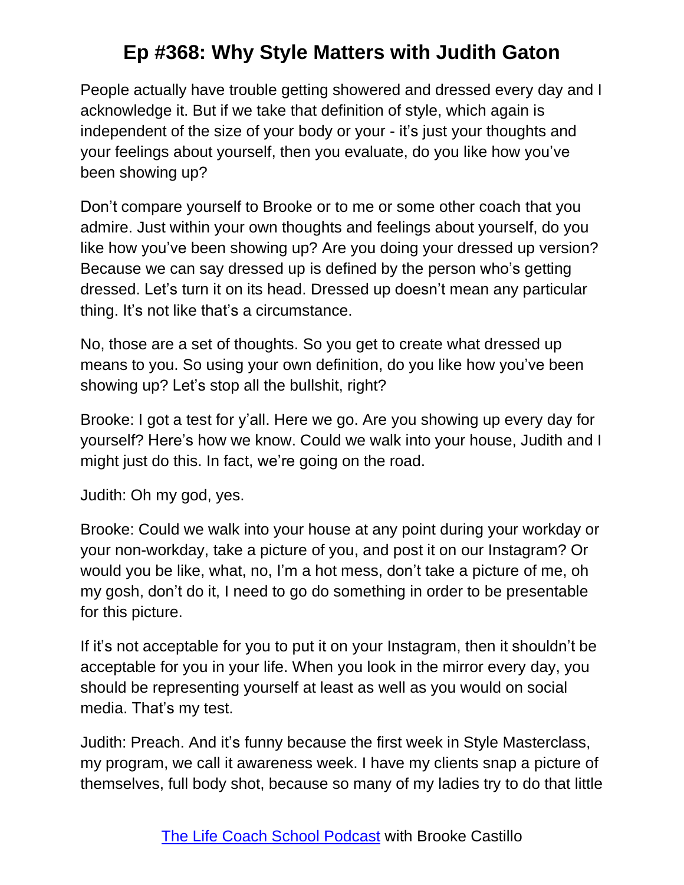People actually have trouble getting showered and dressed every day and I acknowledge it. But if we take that definition of style, which again is independent of the size of your body or your - it's just your thoughts and your feelings about yourself, then you evaluate, do you like how you've been showing up?

Don't compare yourself to Brooke or to me or some other coach that you admire. Just within your own thoughts and feelings about yourself, do you like how you've been showing up? Are you doing your dressed up version? Because we can say dressed up is defined by the person who's getting dressed. Let's turn it on its head. Dressed up doesn't mean any particular thing. It's not like that's a circumstance.

No, those are a set of thoughts. So you get to create what dressed up means to you. So using your own definition, do you like how you've been showing up? Let's stop all the bullshit, right?

Brooke: I got a test for y'all. Here we go. Are you showing up every day for yourself? Here's how we know. Could we walk into your house, Judith and I might just do this. In fact, we're going on the road.

Judith: Oh my god, yes.

Brooke: Could we walk into your house at any point during your workday or your non-workday, take a picture of you, and post it on our Instagram? Or would you be like, what, no, I'm a hot mess, don't take a picture of me, oh my gosh, don't do it, I need to go do something in order to be presentable for this picture.

If it's not acceptable for you to put it on your Instagram, then it shouldn't be acceptable for you in your life. When you look in the mirror every day, you should be representing yourself at least as well as you would on social media. That's my test.

Judith: Preach. And it's funny because the first week in Style Masterclass, my program, we call it awareness week. I have my clients snap a picture of themselves, full body shot, because so many of my ladies try to do that little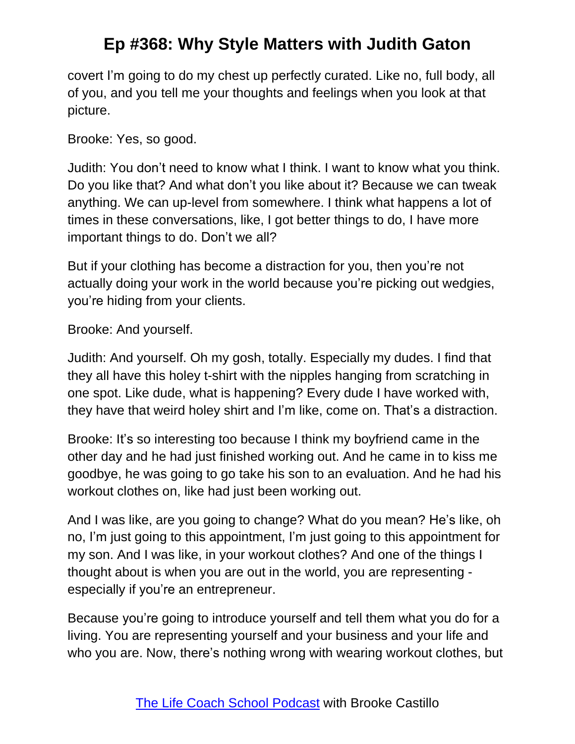covert I'm going to do my chest up perfectly curated. Like no, full body, all of you, and you tell me your thoughts and feelings when you look at that picture.

Brooke: Yes, so good.

Judith: You don't need to know what I think. I want to know what you think. Do you like that? And what don't you like about it? Because we can tweak anything. We can up-level from somewhere. I think what happens a lot of times in these conversations, like, I got better things to do, I have more important things to do. Don't we all?

But if your clothing has become a distraction for you, then you're not actually doing your work in the world because you're picking out wedgies, you're hiding from your clients.

Brooke: And yourself.

Judith: And yourself. Oh my gosh, totally. Especially my dudes. I find that they all have this holey t-shirt with the nipples hanging from scratching in one spot. Like dude, what is happening? Every dude I have worked with, they have that weird holey shirt and I'm like, come on. That's a distraction.

Brooke: It's so interesting too because I think my boyfriend came in the other day and he had just finished working out. And he came in to kiss me goodbye, he was going to go take his son to an evaluation. And he had his workout clothes on, like had just been working out.

And I was like, are you going to change? What do you mean? He's like, oh no, I'm just going to this appointment, I'm just going to this appointment for my son. And I was like, in your workout clothes? And one of the things I thought about is when you are out in the world, you are representing - especially if you're an entrepreneur.

Because you're going to introduce yourself and tell them what you do for a living. You are representing yourself and your business and your life and who you are. Now, there's nothing wrong with wearing workout clothes, but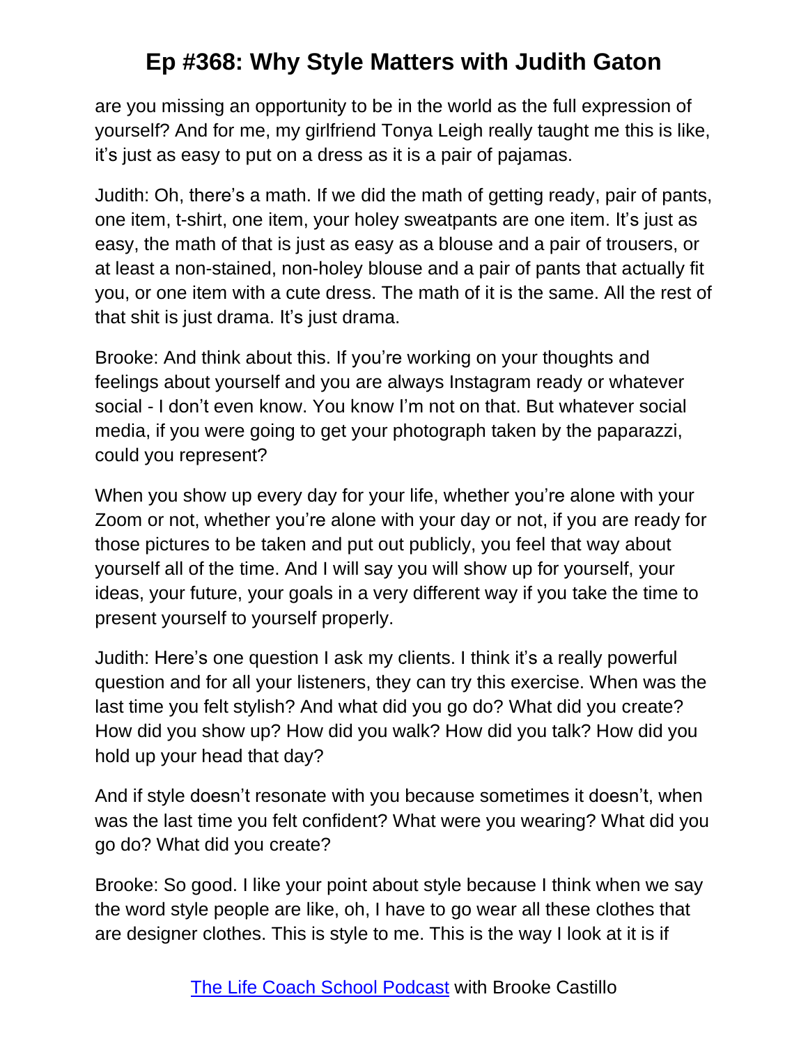are you missing an opportunity to be in the world as the full expression of yourself? And for me, my girlfriend Tonya Leigh really taught me this is like, it's just as easy to put on a dress as it is a pair of pajamas.

Judith: Oh, there's a math. If we did the math of getting ready, pair of pants, one item, t-shirt, one item, your holey sweatpants are one item. It's just as easy, the math of that is just as easy as a blouse and a pair of trousers, or at least a non-stained, non-holey blouse and a pair of pants that actually fit you, or one item with a cute dress. The math of it is the same. All the rest of that shit is just drama. It's just drama.

Brooke: And think about this. If you're working on your thoughts and feelings about yourself and you are always Instagram ready or whatever social - I don't even know. You know I'm not on that. But whatever social media, if you were going to get your photograph taken by the paparazzi, could you represent?

When you show up every day for your life, whether you're alone with your Zoom or not, whether you're alone with your day or not, if you are ready for those pictures to be taken and put out publicly, you feel that way about yourself all of the time. And I will say you will show up for yourself, your ideas, your future, your goals in a very different way if you take the time to present yourself to yourself properly.

Judith: Here's one question I ask my clients. I think it's a really powerful question and for all your listeners, they can try this exercise. When was the last time you felt stylish? And what did you go do? What did you create? How did you show up? How did you walk? How did you talk? How did you hold up your head that day?

And if style doesn't resonate with you because sometimes it doesn't, when was the last time you felt confident? What were you wearing? What did you go do? What did you create?

Brooke: So good. I like your point about style because I think when we say the word style people are like, oh, I have to go wear all these clothes that are designer clothes. This is style to me. This is the way I look at it is if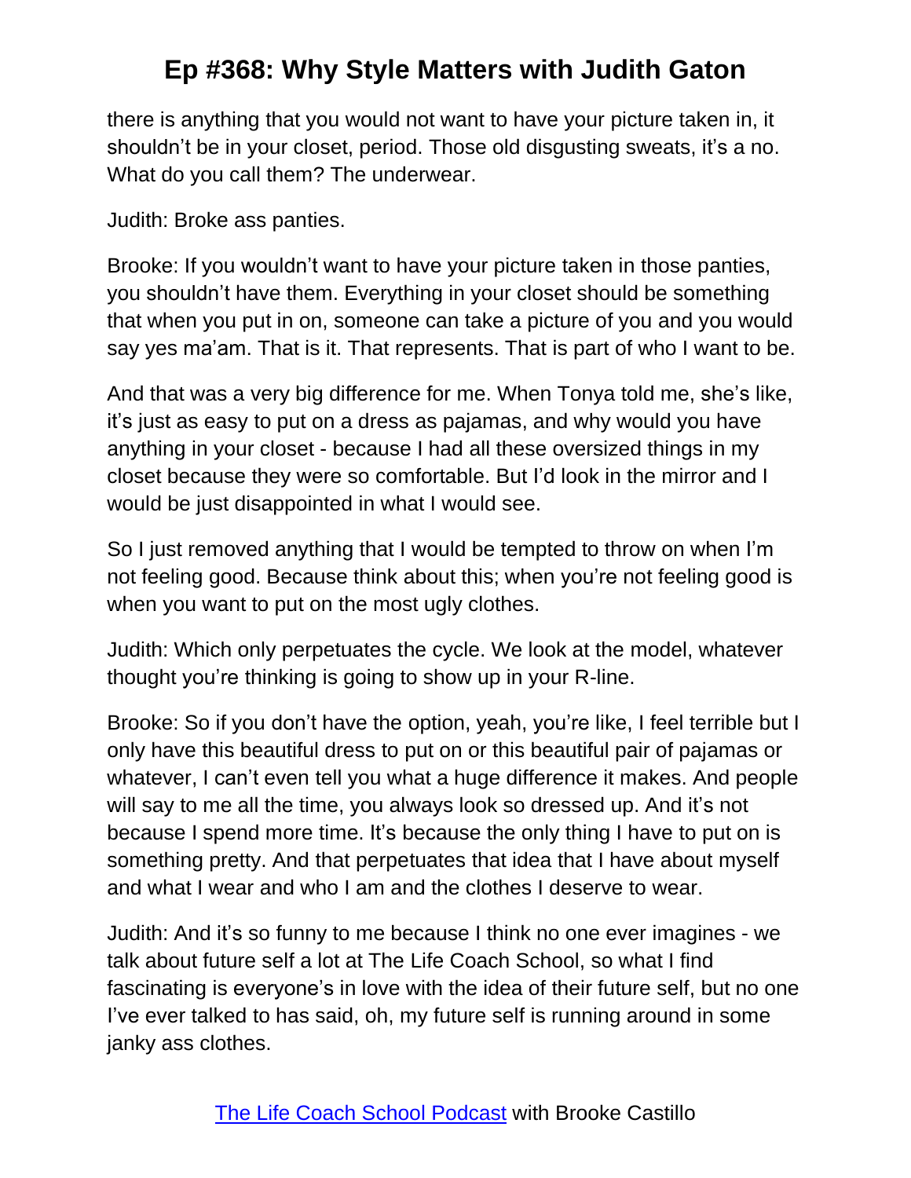there is anything that you would not want to have your picture taken in, it shouldn't be in your closet, period. Those old disgusting sweats, it's a no. What do you call them? The underwear.

Judith: Broke ass panties.

Brooke: If you wouldn't want to have your picture taken in those panties, you shouldn't have them. Everything in your closet should be something that when you put in on, someone can take a picture of you and you would say yes ma'am. That is it. That represents. That is part of who I want to be.

And that was a very big difference for me. When Tonya told me, she's like, it's just as easy to put on a dress as pajamas, and why would you have anything in your closet - because I had all these oversized things in my closet because they were so comfortable. But I'd look in the mirror and I would be just disappointed in what I would see.

So I just removed anything that I would be tempted to throw on when I'm not feeling good. Because think about this; when you're not feeling good is when you want to put on the most ugly clothes.

Judith: Which only perpetuates the cycle. We look at the model, whatever thought you're thinking is going to show up in your R-line.

Brooke: So if you don't have the option, yeah, you're like, I feel terrible but I only have this beautiful dress to put on or this beautiful pair of pajamas or whatever, I can't even tell you what a huge difference it makes. And people will say to me all the time, you always look so dressed up. And it's not because I spend more time. It's because the only thing I have to put on is something pretty. And that perpetuates that idea that I have about myself and what I wear and who I am and the clothes I deserve to wear.

Judith: And it's so funny to me because I think no one ever imagines - we talk about future self a lot at The Life Coach School, so what I find fascinating is everyone's in love with the idea of their future self, but no one I've ever talked to has said, oh, my future self is running around in some janky ass clothes.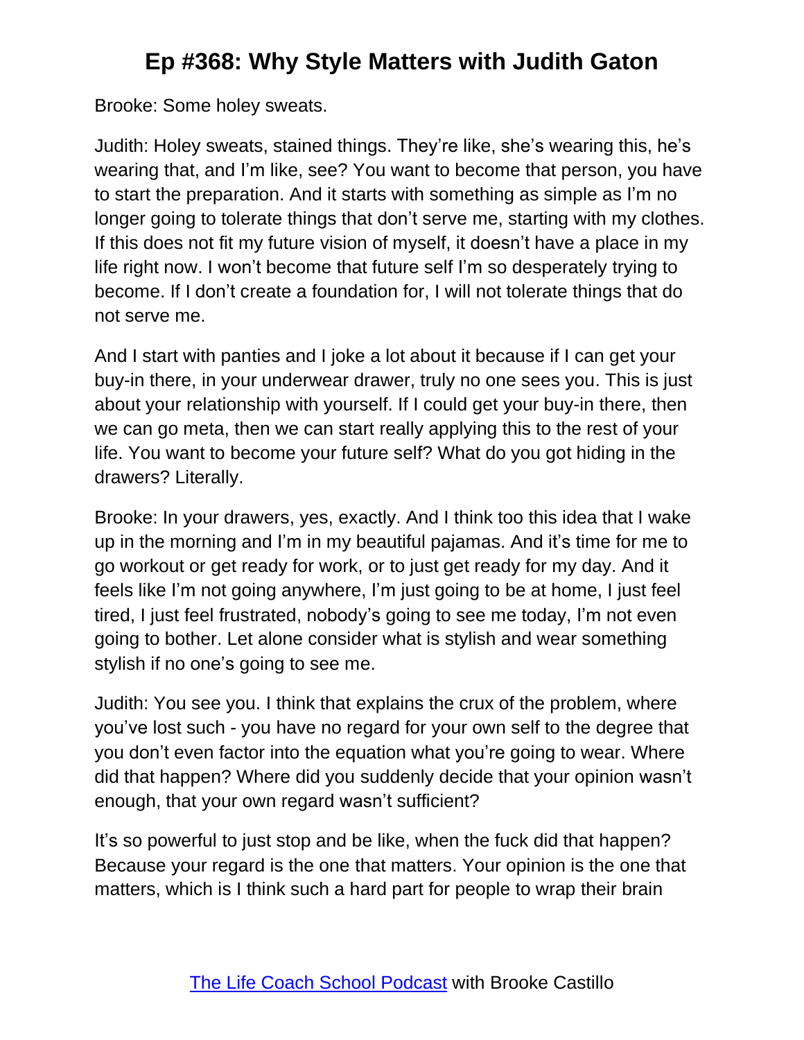Brooke: Some holey sweats.

Judith: Holey sweats, stained things. They're like, she's wearing this, he's wearing that, and I'm like, see? You want to become that person, you have to start the preparation. And it starts with something as simple as I'm no longer going to tolerate things that don't serve me, starting with my clothes. If this does not fit my future vision of myself, it doesn't have a place in my life right now. I won't become that future self I'm so desperately trying to become. If I don't create a foundation for, I will not tolerate things that do not serve me.

And I start with panties and I joke a lot about it because if I can get your buy-in there, in your underwear drawer, truly no one sees you. This is just about your relationship with yourself. If I could get your buy-in there, then we can go meta, then we can start really applying this to the rest of your life. You want to become your future self? What do you got hiding in the drawers? Literally.

Brooke: In your drawers, yes, exactly. And I think too this idea that I wake up in the morning and I'm in my beautiful pajamas. And it's time for me to go workout or get ready for work, or to just get ready for my day. And it feels like I'm not going anywhere, I'm just going to be at home, I just feel tired, I just feel frustrated, nobody's going to see me today, I'm not even going to bother. Let alone consider what is stylish and wear something stylish if no one's going to see me.

Judith: You see you. I think that explains the crux of the problem, where you've lost such - you have no regard for your own self to the degree that you don't even factor into the equation what you're going to wear. Where did that happen? Where did you suddenly decide that your opinion wasn't enough, that your own regard wasn't sufficient?

It's so powerful to just stop and be like, when the fuck did that happen? Because your regard is the one that matters. Your opinion is the one that matters, which is I think such a hard part for people to wrap their brain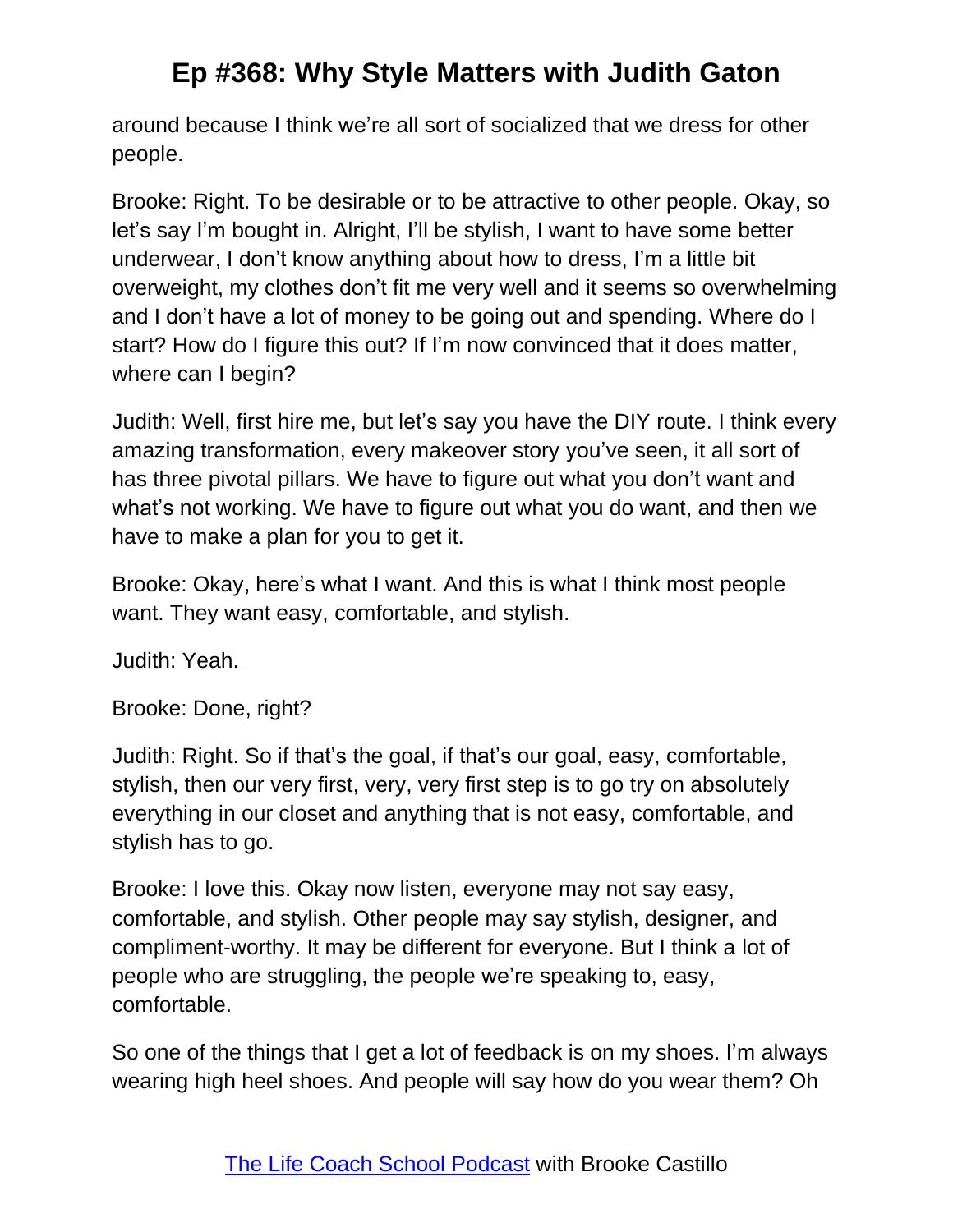around because I think we're all sort of socialized that we dress for other people.

Brooke: Right. To be desirable or to be attractive to other people. Okay, so let's say I'm bought in. Alright, I'll be stylish, I want to have some better underwear, I don't know anything about how to dress, I'm a little bit overweight, my clothes don't fit me very well and it seems so overwhelming and I don't have a lot of money to be going out and spending. Where do I start? How do I figure this out? If I'm now convinced that it does matter, where can I begin?

Judith: Well, first hire me, but let's say you have the DIY route. I think every amazing transformation, every makeover story you've seen, it all sort of has three pivotal pillars. We have to figure out what you don't want and what's not working. We have to figure out what you do want, and then we have to make a plan for you to get it.

Brooke: Okay, here's what I want. And this is what I think most people want. They want easy, comfortable, and stylish.

Judith: Yeah.

Brooke: Done, right?

Judith: Right. So if that's the goal, if that's our goal, easy, comfortable, stylish, then our very first, very, very first step is to go try on absolutely everything in our closet and anything that is not easy, comfortable, and stylish has to go.

Brooke: I love this. Okay now listen, everyone may not say easy, comfortable, and stylish. Other people may say stylish, designer, and compliment-worthy. It may be different for everyone. But I think a lot of people who are struggling, the people we're speaking to, easy, comfortable.

So one of the things that I get a lot of feedback is on my shoes. I'm always wearing high heel shoes. And people will say how do you wear them? Oh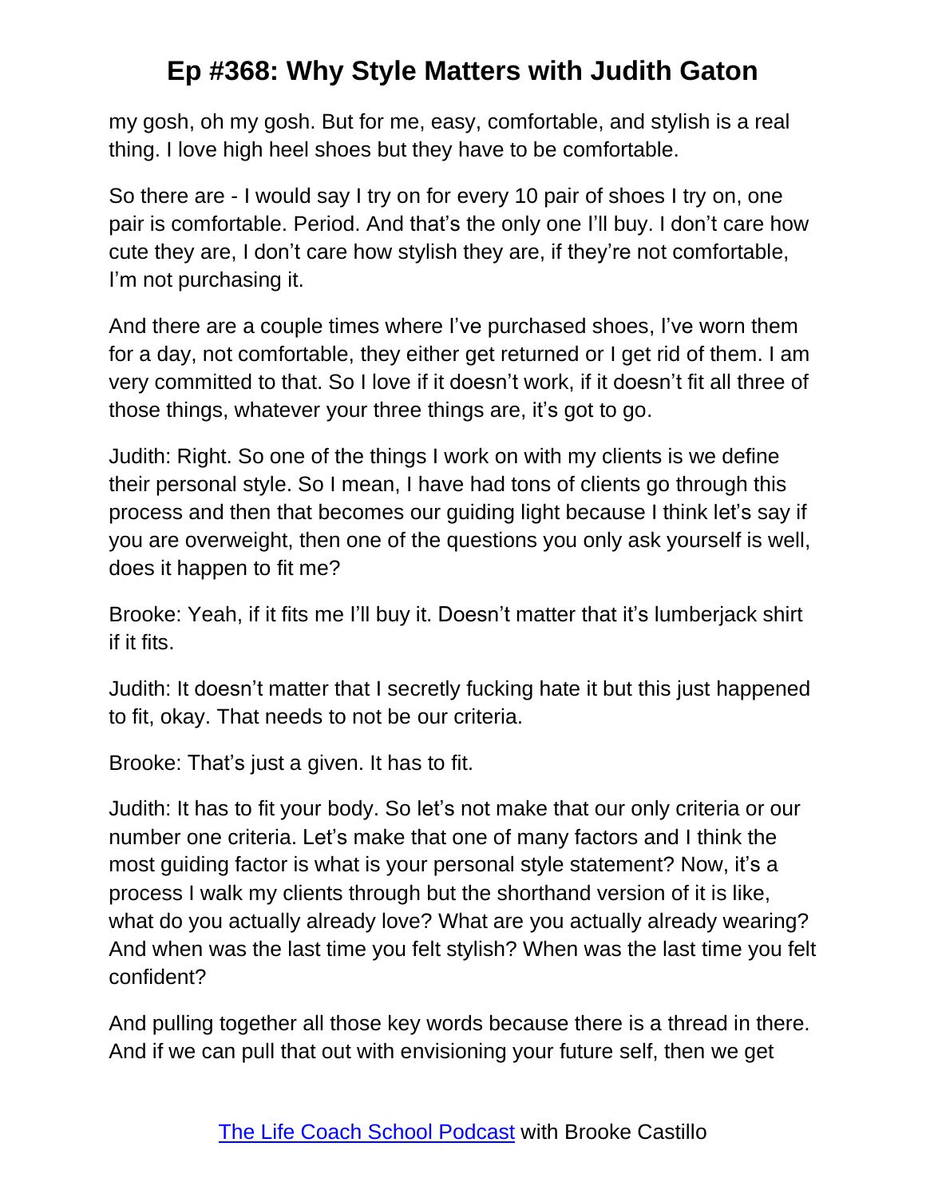my gosh, oh my gosh. But for me, easy, comfortable, and stylish is a real thing. I love high heel shoes but they have to be comfortable.

So there are - I would say I try on for every 10 pair of shoes I try on, one pair is comfortable. Period. And that's the only one I'll buy. I don't care how cute they are, I don't care how stylish they are, if they're not comfortable, I'm not purchasing it.

And there are a couple times where I've purchased shoes, I've worn them for a day, not comfortable, they either get returned or I get rid of them. I am very committed to that. So I love if it doesn't work, if it doesn't fit all three of those things, whatever your three things are, it's got to go.

Judith: Right. So one of the things I work on with my clients is we define their personal style. So I mean, I have had tons of clients go through this process and then that becomes our guiding light because I think let's say if you are overweight, then one of the questions you only ask yourself is well, does it happen to fit me?

Brooke: Yeah, if it fits me I'll buy it. Doesn't matter that it's lumberjack shirt if it fits.

Judith: It doesn't matter that I secretly fucking hate it but this just happened to fit, okay. That needs to not be our criteria.

Brooke: That's just a given. It has to fit.

Judith: It has to fit your body. So let's not make that our only criteria or our number one criteria. Let's make that one of many factors and I think the most guiding factor is what is your personal style statement? Now, it's a process I walk my clients through but the shorthand version of it is like, what do you actually already love? What are you actually already wearing? And when was the last time you felt stylish? When was the last time you felt confident?

And pulling together all those key words because there is a thread in there. And if we can pull that out with envisioning your future self, then we get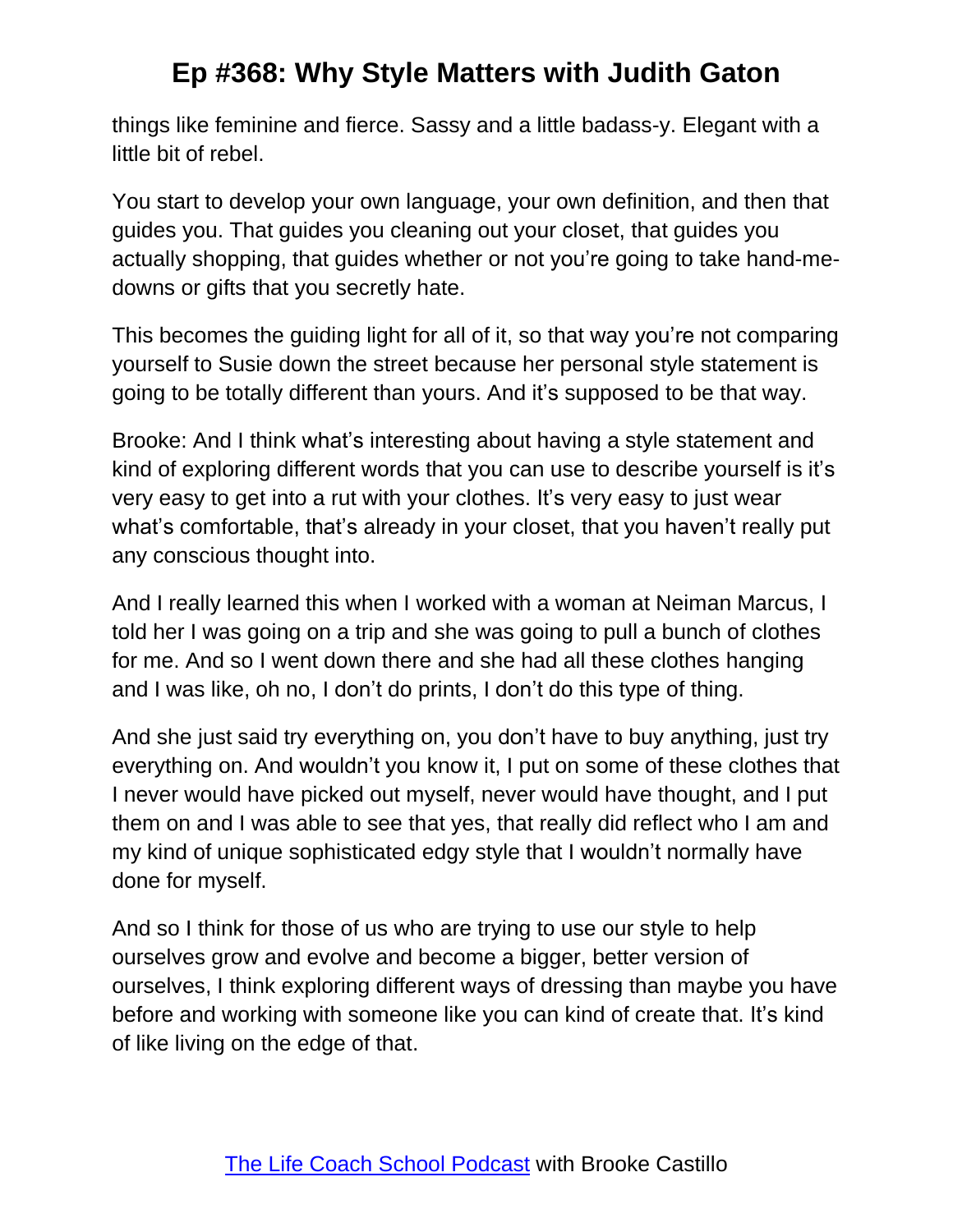things like feminine and fierce. Sassy and a little badass-y. Elegant with a little bit of rebel.

You start to develop your own language, your own definition, and then that guides you. That guides you cleaning out your closet, that guides you actually shopping, that guides whether or not you're going to take hand-me-downs or gifts that you secretly hate.

This becomes the guiding light for all of it, so that way you're not comparing yourself to Susie down the street because her personal style statement is going to be totally different than yours. And it's supposed to be that way.

Brooke: And I think what's interesting about having a style statement and kind of exploring different words that you can use to describe yourself is it's very easy to get into a rut with your clothes. It's very easy to just wear what's comfortable, that's already in your closet, that you haven't really put any conscious thought into.

And I really learned this when I worked with a woman at Neiman Marcus, I told her I was going on a trip and she was going to pull a bunch of clothes for me. And so I went down there and she had all these clothes hanging and I was like, oh no, I don't do prints, I don't do this type of thing.

And she just said try everything on, you don't have to buy anything, just try everything on. And wouldn't you know it, I put on some of these clothes that I never would have picked out myself, never would have thought, and I put them on and I was able to see that yes, that really did reflect who I am and my kind of unique sophisticated edgy style that I wouldn't normally have done for myself.

And so I think for those of us who are trying to use our style to help ourselves grow and evolve and become a bigger, better version of ourselves, I think exploring different ways of dressing than maybe you have before and working with someone like you can kind of create that. It's kind of like living on the edge of that.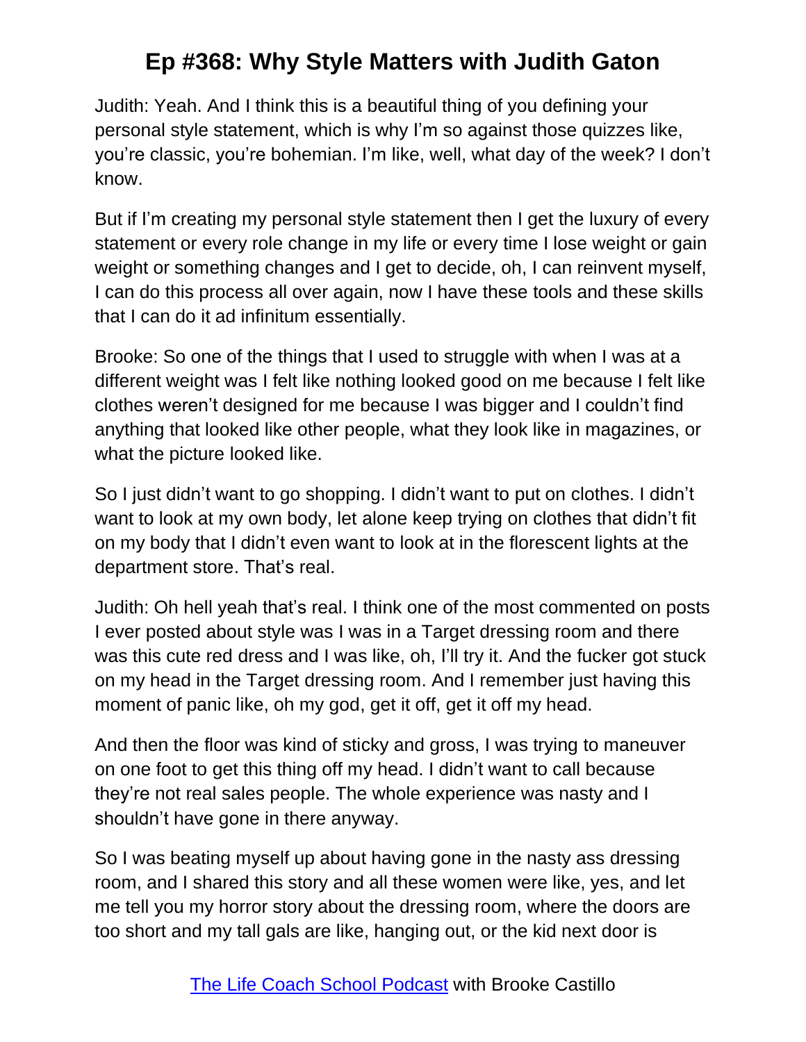Judith: Yeah. And I think this is a beautiful thing of you defining your personal style statement, which is why I'm so against those quizzes like, you're classic, you're bohemian. I'm like, well, what day of the week? I don't know.

But if I'm creating my personal style statement then I get the luxury of every statement or every role change in my life or every time I lose weight or gain weight or something changes and I get to decide, oh, I can reinvent myself, I can do this process all over again, now I have these tools and these skills that I can do it ad infinitum essentially.

Brooke: So one of the things that I used to struggle with when I was at a different weight was I felt like nothing looked good on me because I felt like clothes weren't designed for me because I was bigger and I couldn't find anything that looked like other people, what they look like in magazines, or what the picture looked like.

So I just didn't want to go shopping. I didn't want to put on clothes. I didn't want to look at my own body, let alone keep trying on clothes that didn't fit on my body that I didn't even want to look at in the florescent lights at the department store. That's real.

Judith: Oh hell yeah that's real. I think one of the most commented on posts I ever posted about style was I was in a Target dressing room and there was this cute red dress and I was like, oh, I'll try it. And the fucker got stuck on my head in the Target dressing room. And I remember just having this moment of panic like, oh my god, get it off, get it off my head.

And then the floor was kind of sticky and gross, I was trying to maneuver on one foot to get this thing off my head. I didn't want to call because they're not real sales people. The whole experience was nasty and I shouldn't have gone in there anyway.

So I was beating myself up about having gone in the nasty ass dressing room, and I shared this story and all these women were like, yes, and let me tell you my horror story about the dressing room, where the doors are too short and my tall gals are like, hanging out, or the kid next door is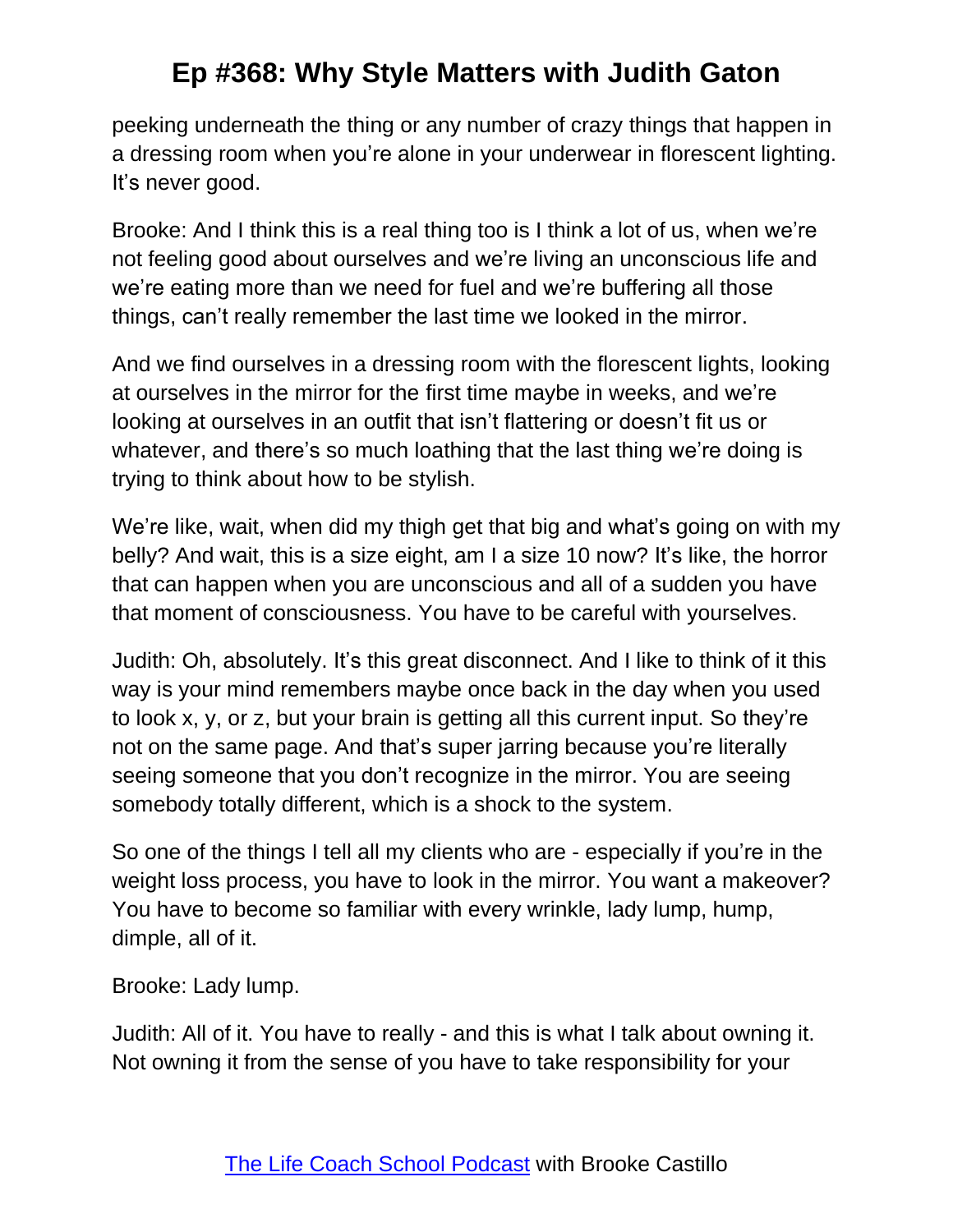peeking underneath the thing or any number of crazy things that happen in a dressing room when you're alone in your underwear in florescent lighting. It's never good.

Brooke: And I think this is a real thing too is I think a lot of us, when we're not feeling good about ourselves and we're living an unconscious life and we're eating more than we need for fuel and we're buffering all those things, can't really remember the last time we looked in the mirror.

And we find ourselves in a dressing room with the florescent lights, looking at ourselves in the mirror for the first time maybe in weeks, and we're looking at ourselves in an outfit that isn't flattering or doesn't fit us or whatever, and there's so much loathing that the last thing we're doing is trying to think about how to be stylish.

We're like, wait, when did my thigh get that big and what's going on with my belly? And wait, this is a size eight, am I a size 10 now? It's like, the horror that can happen when you are unconscious and all of a sudden you have that moment of consciousness. You have to be careful with yourselves.

Judith: Oh, absolutely. It's this great disconnect. And I like to think of it this way is your mind remembers maybe once back in the day when you used to look x, y, or z, but your brain is getting all this current input. So they're not on the same page. And that's super jarring because you're literally seeing someone that you don't recognize in the mirror. You are seeing somebody totally different, which is a shock to the system.

So one of the things I tell all my clients who are - especially if you're in the weight loss process, you have to look in the mirror. You want a makeover? You have to become so familiar with every wrinkle, lady lump, hump, dimple, all of it.

Brooke: Lady lump.

Judith: All of it. You have to really - and this is what I talk about owning it. Not owning it from the sense of you have to take responsibility for your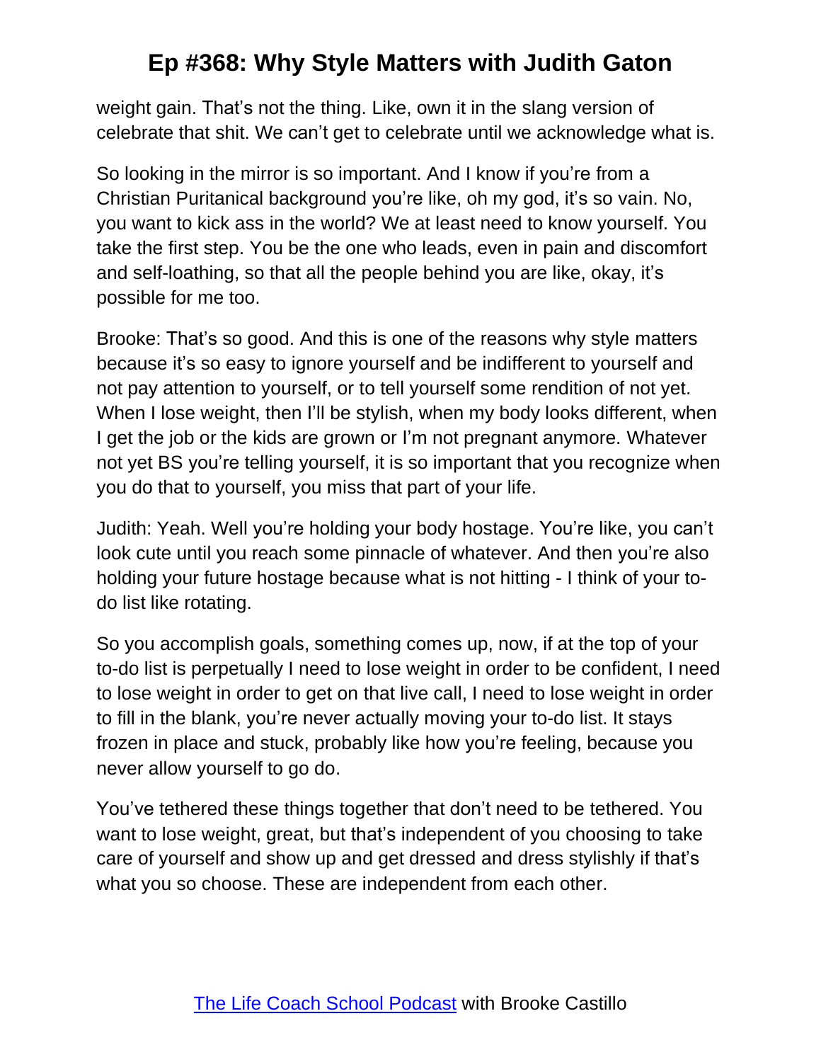weight gain. That’s not the thing. Like, own it in the slang version of celebrate that shit. We can’t get to celebrate until we acknowledge what is.

So looking in the mirror is so important. And I know if you’re from a Christian Puritanical background you’re like, oh my god, it’s so vain. No, you want to kick ass in the world? We at least need to know yourself. You take the first step. You be the one who leads, even in pain and discomfort and self-loathing, so that all the people behind you are like, okay, it’s possible for me too.

Brooke: That’s so good. And this is one of the reasons why style matters because it’s so easy to ignore yourself and be indifferent to yourself and not pay attention to yourself, or to tell yourself some rendition of not yet. When I lose weight, then I’ll be stylish, when my body looks different, when I get the job or the kids are grown or I’m not pregnant anymore. Whatever not yet BS you’re telling yourself, it is so important that you recognize when you do that to yourself, you miss that part of your life.

Judith: Yeah. Well you’re holding your body hostage. You’re like, you can’t look cute until you reach some pinnacle of whatever. And then you’re also holding your future hostage because what is not hitting - I think of your to-do list like rotating.

So you accomplish goals, something comes up, now, if at the top of your to-do list is perpetually I need to lose weight in order to be confident, I need to lose weight in order to get on that live call, I need to lose weight in order to fill in the blank, you’re never actually moving your to-do list. It stays frozen in place and stuck, probably like how you’re feeling, because you never allow yourself to go do.

You’ve tethered these things together that don’t need to be tethered. You want to lose weight, great, but that’s independent of you choosing to take care of yourself and show up and get dressed and dress stylishly if that’s what you so choose. These are independent from each other.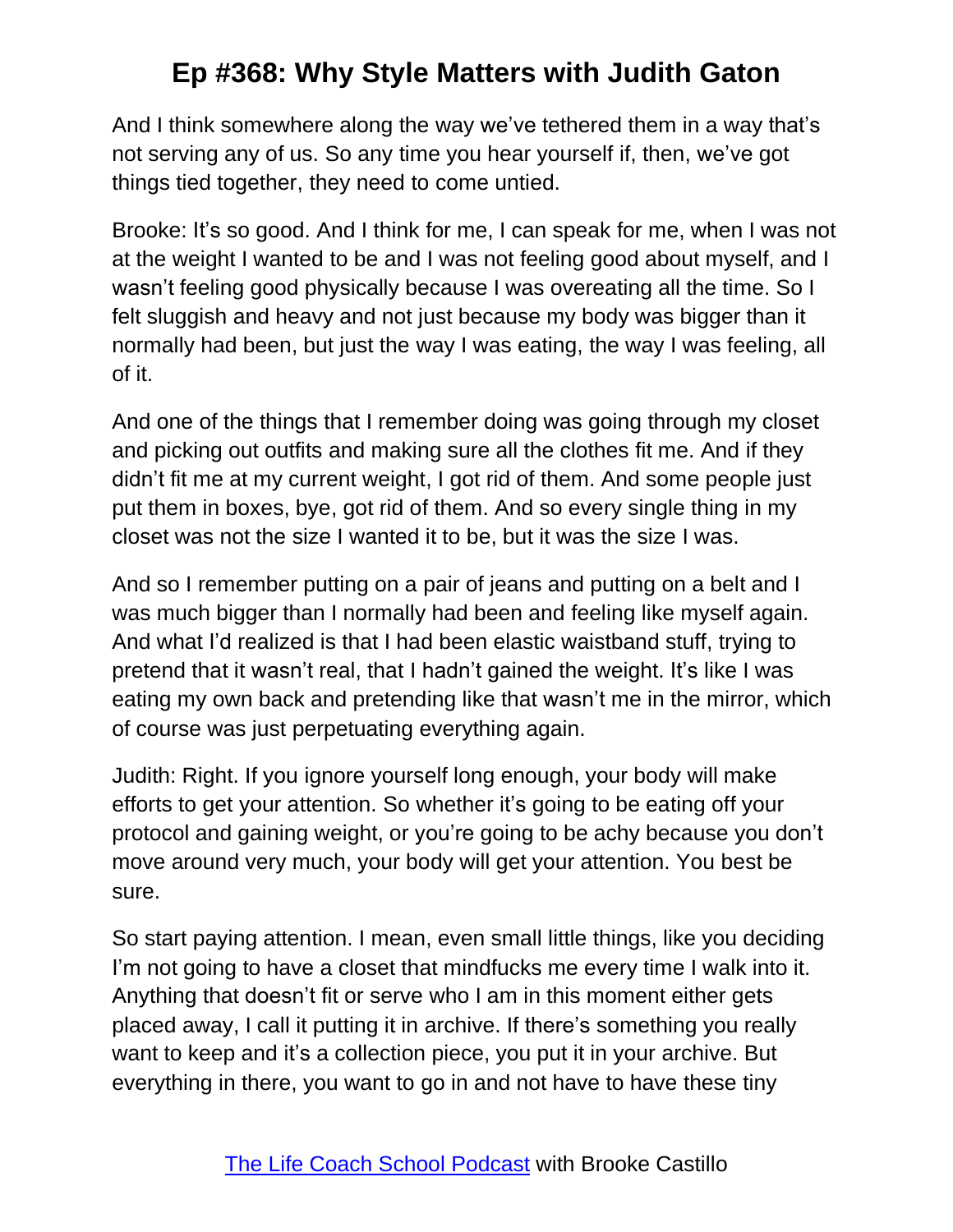And I think somewhere along the way we've tethered them in a way that's not serving any of us. So any time you hear yourself if, then, we've got things tied together, they need to come untied.

Brooke: It's so good. And I think for me, I can speak for me, when I was not at the weight I wanted to be and I was not feeling good about myself, and I wasn't feeling good physically because I was overeating all the time. So I felt sluggish and heavy and not just because my body was bigger than it normally had been, but just the way I was eating, the way I was feeling, all of it.

And one of the things that I remember doing was going through my closet and picking out outfits and making sure all the clothes fit me. And if they didn't fit me at my current weight, I got rid of them. And some people just put them in boxes, bye, got rid of them. And so every single thing in my closet was not the size I wanted it to be, but it was the size I was.

And so I remember putting on a pair of jeans and putting on a belt and I was much bigger than I normally had been and feeling like myself again. And what I'd realized is that I had been elastic waistband stuff, trying to pretend that it wasn't real, that I hadn't gained the weight. It's like I was eating my own back and pretending like that wasn't me in the mirror, which of course was just perpetuating everything again.

Judith: Right. If you ignore yourself long enough, your body will make efforts to get your attention. So whether it's going to be eating off your protocol and gaining weight, or you're going to be achy because you don't move around very much, your body will get your attention. You best be sure.

So start paying attention. I mean, even small little things, like you deciding I'm not going to have a closet that mindfucks me every time I walk into it. Anything that doesn't fit or serve who I am in this moment either gets placed away, I call it putting it in archive. If there's something you really want to keep and it's a collection piece, you put it in your archive. But everything in there, you want to go in and not have to have these tiny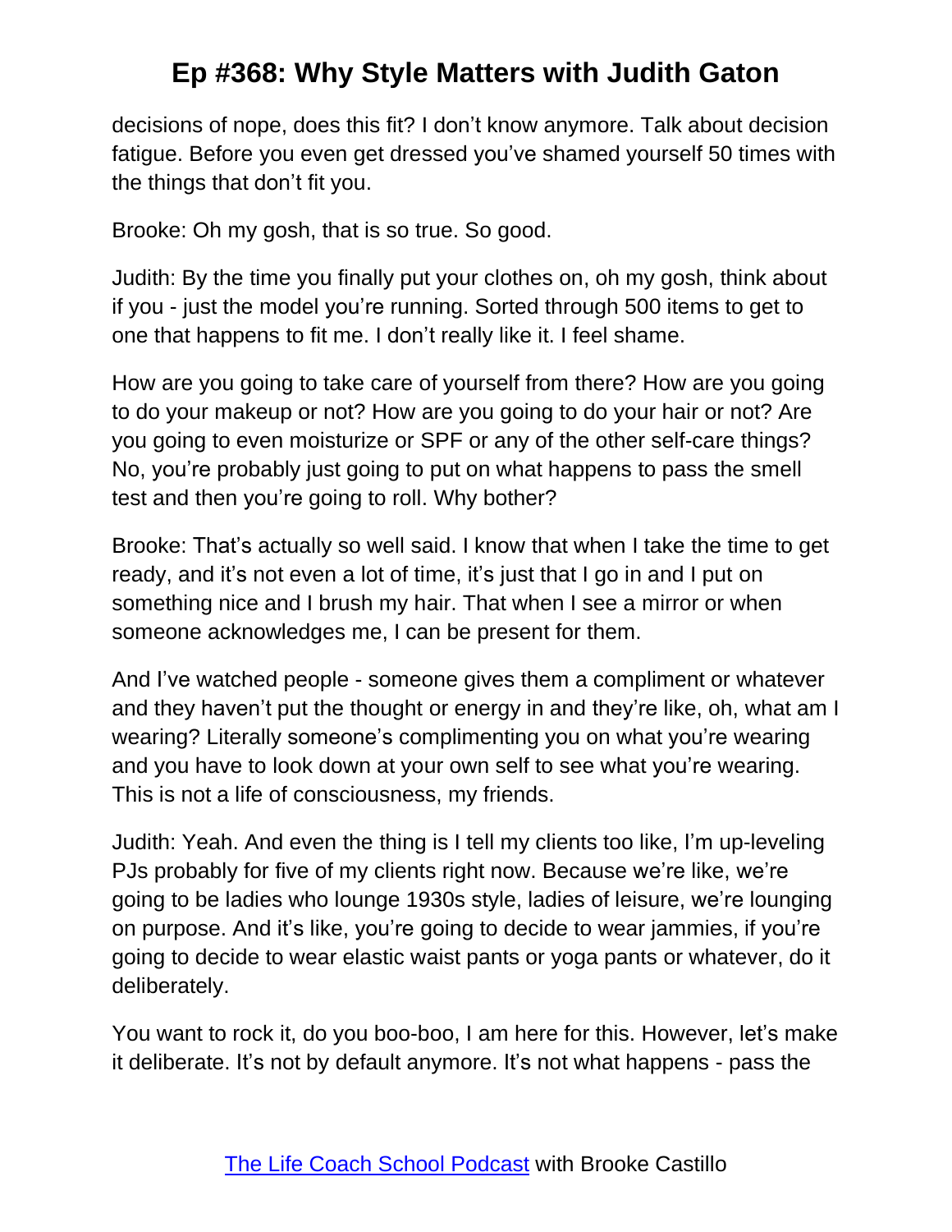decisions of nope, does this fit? I don't know anymore. Talk about decision fatigue. Before you even get dressed you've shamed yourself 50 times with the things that don't fit you.

Brooke: Oh my gosh, that is so true. So good.

Judith: By the time you finally put your clothes on, oh my gosh, think about if you - just the model you're running. Sorted through 500 items to get to one that happens to fit me. I don't really like it. I feel shame.

How are you going to take care of yourself from there? How are you going to do your makeup or not? How are you going to do your hair or not? Are you going to even moisturize or SPF or any of the other self-care things? No, you're probably just going to put on what happens to pass the smell test and then you're going to roll. Why bother?

Brooke: That's actually so well said. I know that when I take the time to get ready, and it's not even a lot of time, it's just that I go in and I put on something nice and I brush my hair. That when I see a mirror or when someone acknowledges me, I can be present for them.

And I've watched people - someone gives them a compliment or whatever and they haven't put the thought or energy in and they're like, oh, what am I wearing? Literally someone's complimenting you on what you're wearing and you have to look down at your own self to see what you're wearing. This is not a life of consciousness, my friends.

Judith: Yeah. And even the thing is I tell my clients too like, I'm up-leveling PJs probably for five of my clients right now. Because we're like, we're going to be ladies who lounge 1930s style, ladies of leisure, we're lounging on purpose. And it's like, you're going to decide to wear jammies, if you're going to decide to wear elastic waist pants or yoga pants or whatever, do it deliberately.

You want to rock it, do you boo-boo, I am here for this. However, let's make it deliberate. It's not by default anymore. It's not what happens - pass the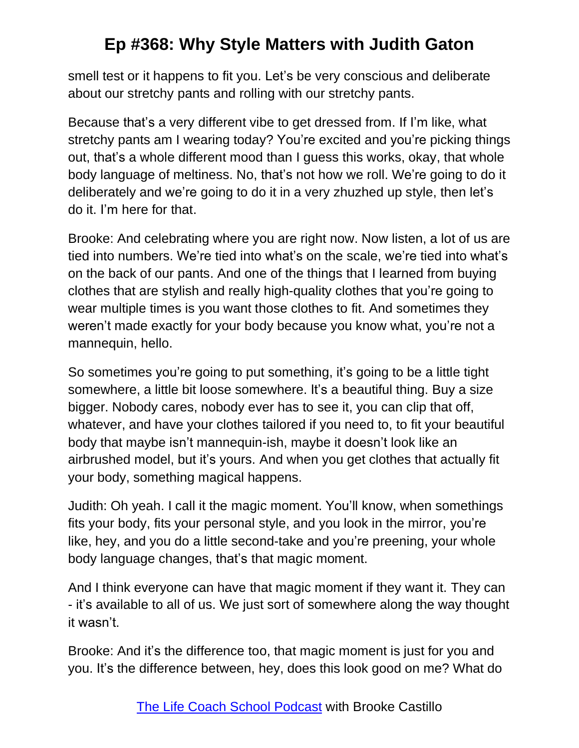smell test or it happens to fit you. Let's be very conscious and deliberate about our stretchy pants and rolling with our stretchy pants.

Because that's a very different vibe to get dressed from. If I'm like, what stretchy pants am I wearing today? You're excited and you're picking things out, that's a whole different mood than I guess this works, okay, that whole body language of meltiness. No, that's not how we roll. We're going to do it deliberately and we're going to do it in a very zhuzhed up style, then let's do it. I'm here for that.

Brooke: And celebrating where you are right now. Now listen, a lot of us are tied into numbers. We're tied into what's on the scale, we're tied into what's on the back of our pants. And one of the things that I learned from buying clothes that are stylish and really high-quality clothes that you're going to wear multiple times is you want those clothes to fit. And sometimes they weren't made exactly for your body because you know what, you're not a mannequin, hello.

So sometimes you're going to put something, it's going to be a little tight somewhere, a little bit loose somewhere. It's a beautiful thing. Buy a size bigger. Nobody cares, nobody ever has to see it, you can clip that off, whatever, and have your clothes tailored if you need to, to fit your beautiful body that maybe isn't mannequin-ish, maybe it doesn't look like an airbrushed model, but it's yours. And when you get clothes that actually fit your body, something magical happens.

Judith: Oh yeah. I call it the magic moment. You'll know, when somethings fits your body, fits your personal style, and you look in the mirror, you're like, hey, and you do a little second-take and you're preening, your whole body language changes, that's that magic moment.

And I think everyone can have that magic moment if they want it. They can - it's available to all of us. We just sort of somewhere along the way thought it wasn't.

Brooke: And it's the difference too, that magic moment is just for you and you. It's the difference between, hey, does this look good on me? What do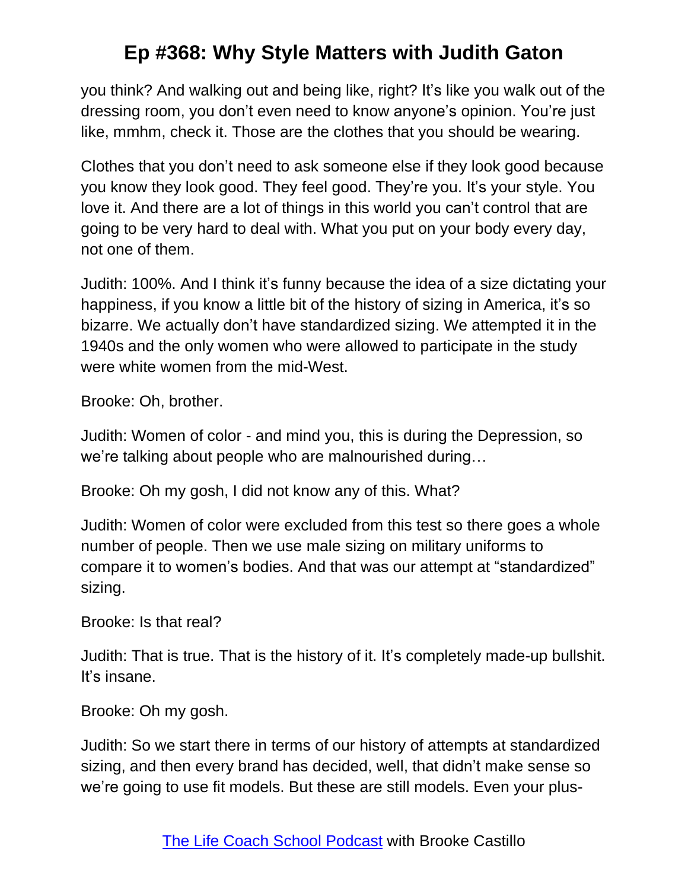you think? And walking out and being like, right? It's like you walk out of the dressing room, you don't even need to know anyone's opinion. You're just like, mmhm, check it. Those are the clothes that you should be wearing.

Clothes that you don't need to ask someone else if they look good because you know they look good. They feel good. They're you. It's your style. You love it. And there are a lot of things in this world you can't control that are going to be very hard to deal with. What you put on your body every day, not one of them.

Judith: 100%. And I think it's funny because the idea of a size dictating your happiness, if you know a little bit of the history of sizing in America, it's so bizarre. We actually don't have standardized sizing. We attempted it in the 1940s and the only women who were allowed to participate in the study were white women from the mid-West.

Brooke: Oh, brother.

Judith: Women of color - and mind you, this is during the Depression, so we're talking about people who are malnourished during…

Brooke: Oh my gosh, I did not know any of this. What?

Judith: Women of color were excluded from this test so there goes a whole number of people. Then we use male sizing on military uniforms to compare it to women's bodies. And that was our attempt at "standardized" sizing.

Brooke: Is that real?

Judith: That is true. That is the history of it. It's completely made-up bullshit. It's insane.

Brooke: Oh my gosh.

Judith: So we start there in terms of our history of attempts at standardized sizing, and then every brand has decided, well, that didn't make sense so we're going to use fit models. But these are still models. Even your plus-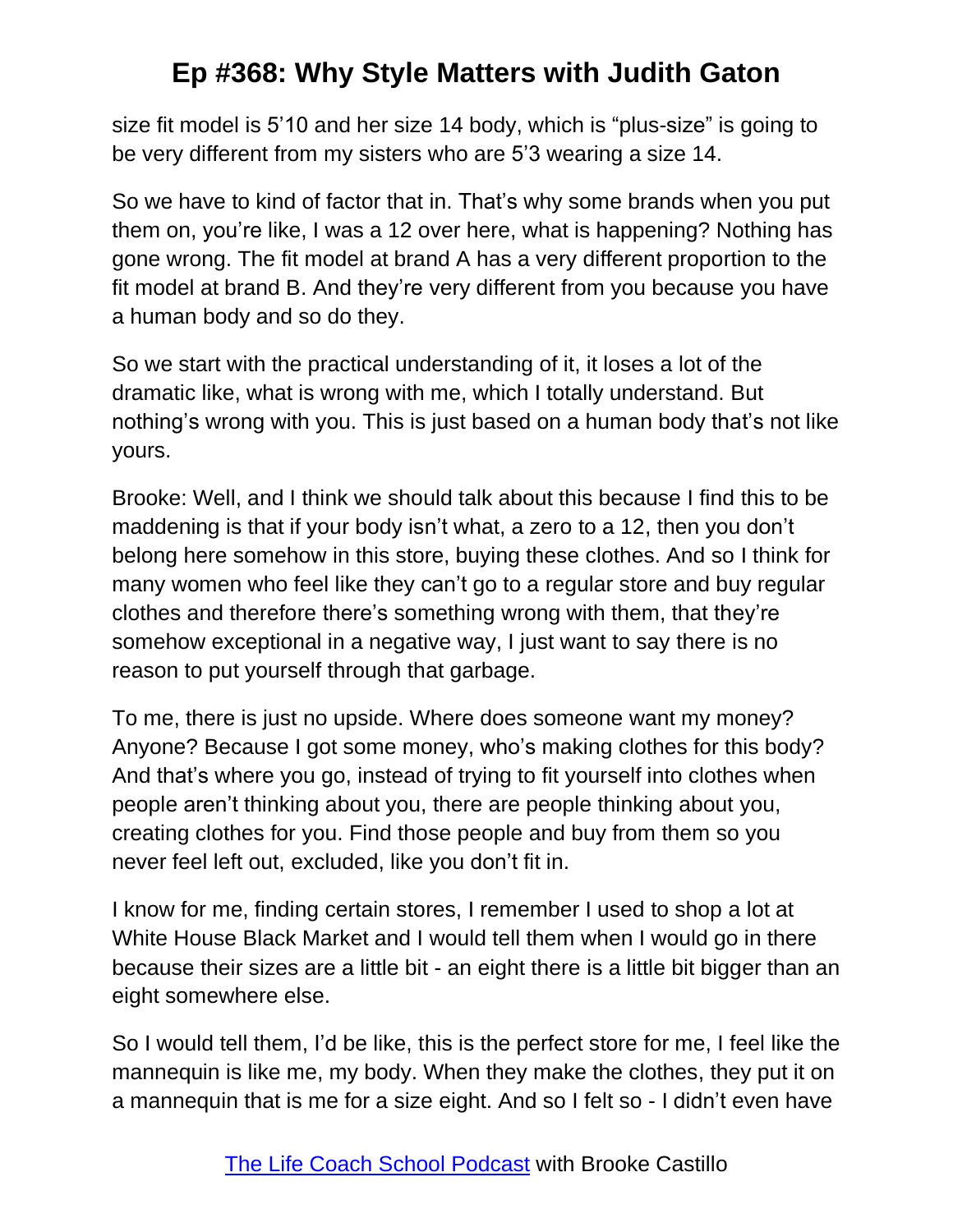size fit model is 5'10 and her size 14 body, which is "plus-size" is going to be very different from my sisters who are 5'3 wearing a size 14.

So we have to kind of factor that in. That's why some brands when you put them on, you're like, I was a 12 over here, what is happening? Nothing has gone wrong. The fit model at brand A has a very different proportion to the fit model at brand B. And they're very different from you because you have a human body and so do they.

So we start with the practical understanding of it, it loses a lot of the dramatic like, what is wrong with me, which I totally understand. But nothing's wrong with you. This is just based on a human body that's not like yours.

Brooke: Well, and I think we should talk about this because I find this to be maddening is that if your body isn't what, a zero to a 12, then you don't belong here somehow in this store, buying these clothes. And so I think for many women who feel like they can't go to a regular store and buy regular clothes and therefore there's something wrong with them, that they're somehow exceptional in a negative way, I just want to say there is no reason to put yourself through that garbage.

To me, there is just no upside. Where does someone want my money? Anyone? Because I got some money, who's making clothes for this body? And that's where you go, instead of trying to fit yourself into clothes when people aren't thinking about you, there are people thinking about you, creating clothes for you. Find those people and buy from them so you never feel left out, excluded, like you don't fit in.

I know for me, finding certain stores, I remember I used to shop a lot at White House Black Market and I would tell them when I would go in there because their sizes are a little bit - an eight there is a little bit bigger than an eight somewhere else.

So I would tell them, I'd be like, this is the perfect store for me, I feel like the mannequin is like me, my body. When they make the clothes, they put it on a mannequin that is me for a size eight. And so I felt so - I didn't even have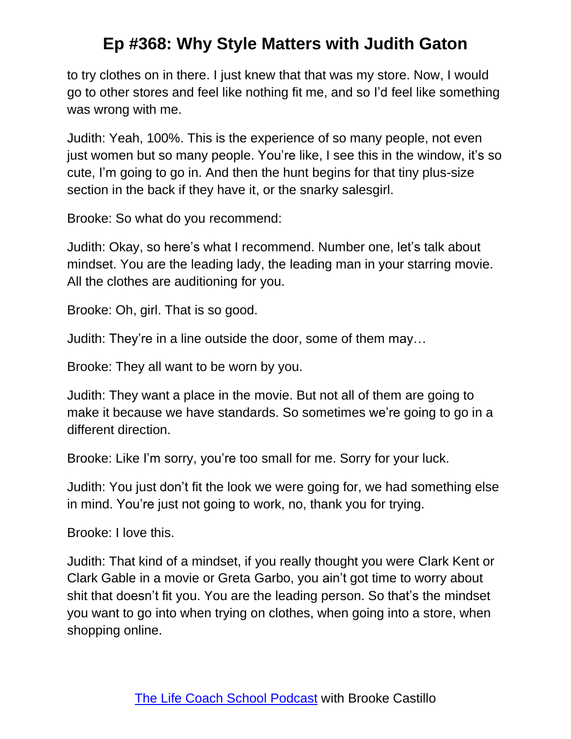to try clothes on in there. I just knew that that was my store. Now, I would go to other stores and feel like nothing fit me, and so I'd feel like something was wrong with me.

Judith: Yeah, 100%. This is the experience of so many people, not even just women but so many people. You're like, I see this in the window, it's so cute, I'm going to go in. And then the hunt begins for that tiny plus-size section in the back if they have it, or the snarky salesgirl.

Brooke: So what do you recommend:

Judith: Okay, so here's what I recommend. Number one, let's talk about mindset. You are the leading lady, the leading man in your starring movie. All the clothes are auditioning for you.

Brooke: Oh, girl. That is so good.

Judith: They're in a line outside the door, some of them may…

Brooke: They all want to be worn by you.

Judith: They want a place in the movie. But not all of them are going to make it because we have standards. So sometimes we're going to go in a different direction.

Brooke: Like I'm sorry, you're too small for me. Sorry for your luck.

Judith: You just don't fit the look we were going for, we had something else in mind. You're just not going to work, no, thank you for trying.

Brooke: I love this.

Judith: That kind of a mindset, if you really thought you were Clark Kent or Clark Gable in a movie or Greta Garbo, you ain't got time to worry about shit that doesn't fit you. You are the leading person. So that's the mindset you want to go into when trying on clothes, when going into a store, when shopping online.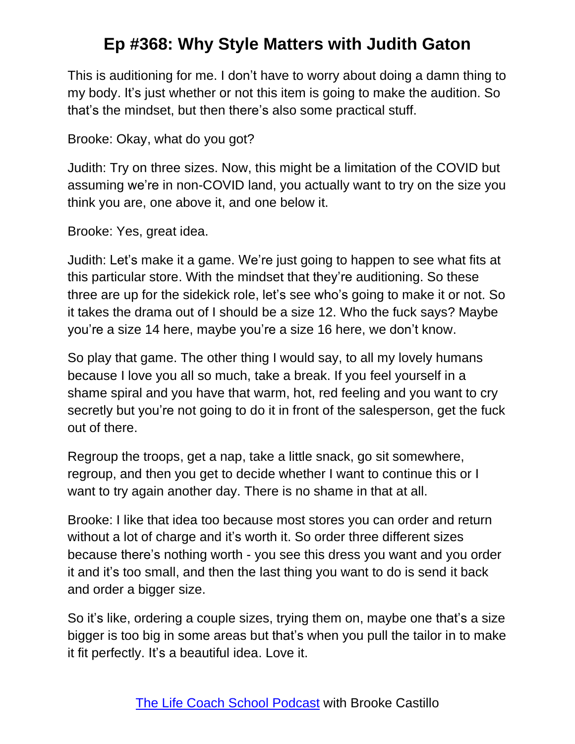This is auditioning for me. I don't have to worry about doing a damn thing to my body. It's just whether or not this item is going to make the audition. So that's the mindset, but then there's also some practical stuff.

Brooke: Okay, what do you got?

Judith: Try on three sizes. Now, this might be a limitation of the COVID but assuming we're in non-COVID land, you actually want to try on the size you think you are, one above it, and one below it.

Brooke: Yes, great idea.

Judith: Let's make it a game. We're just going to happen to see what fits at this particular store. With the mindset that they're auditioning. So these three are up for the sidekick role, let's see who's going to make it or not. So it takes the drama out of I should be a size 12. Who the fuck says? Maybe you're a size 14 here, maybe you're a size 16 here, we don't know.

So play that game. The other thing I would say, to all my lovely humans because I love you all so much, take a break. If you feel yourself in a shame spiral and you have that warm, hot, red feeling and you want to cry secretly but you're not going to do it in front of the salesperson, get the fuck out of there.

Regroup the troops, get a nap, take a little snack, go sit somewhere, regroup, and then you get to decide whether I want to continue this or I want to try again another day. There is no shame in that at all.

Brooke: I like that idea too because most stores you can order and return without a lot of charge and it's worth it. So order three different sizes because there's nothing worth - you see this dress you want and you order it and it's too small, and then the last thing you want to do is send it back and order a bigger size.

So it's like, ordering a couple sizes, trying them on, maybe one that's a size bigger is too big in some areas but that's when you pull the tailor in to make it fit perfectly. It's a beautiful idea. Love it.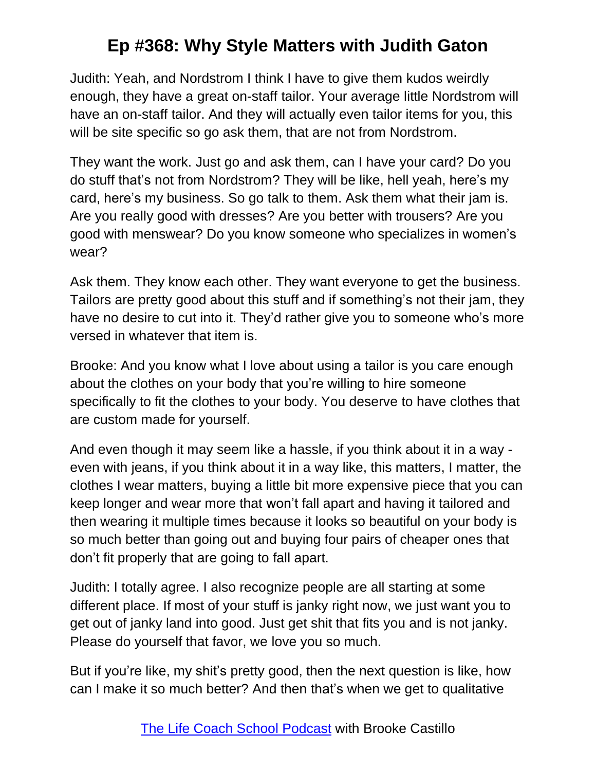Judith: Yeah, and Nordstrom I think I have to give them kudos weirdly enough, they have a great on-staff tailor. Your average little Nordstrom will have an on-staff tailor. And they will actually even tailor items for you, this will be site specific so go ask them, that are not from Nordstrom.

They want the work. Just go and ask them, can I have your card? Do you do stuff that's not from Nordstrom? They will be like, hell yeah, here's my card, here's my business. So go talk to them. Ask them what their jam is. Are you really good with dresses? Are you better with trousers? Are you good with menswear? Do you know someone who specializes in women's wear?

Ask them. They know each other. They want everyone to get the business. Tailors are pretty good about this stuff and if something's not their jam, they have no desire to cut into it. They'd rather give you to someone who's more versed in whatever that item is.

Brooke: And you know what I love about using a tailor is you care enough about the clothes on your body that you're willing to hire someone specifically to fit the clothes to your body. You deserve to have clothes that are custom made for yourself.

And even though it may seem like a hassle, if you think about it in a way - even with jeans, if you think about it in a way like, this matters, I matter, the clothes I wear matters, buying a little bit more expensive piece that you can keep longer and wear more that won't fall apart and having it tailored and then wearing it multiple times because it looks so beautiful on your body is so much better than going out and buying four pairs of cheaper ones that don't fit properly that are going to fall apart.

Judith: I totally agree. I also recognize people are all starting at some different place. If most of your stuff is janky right now, we just want you to get out of janky land into good. Just get shit that fits you and is not janky. Please do yourself that favor, we love you so much.

But if you're like, my shit's pretty good, then the next question is like, how can I make it so much better? And then that's when we get to qualitative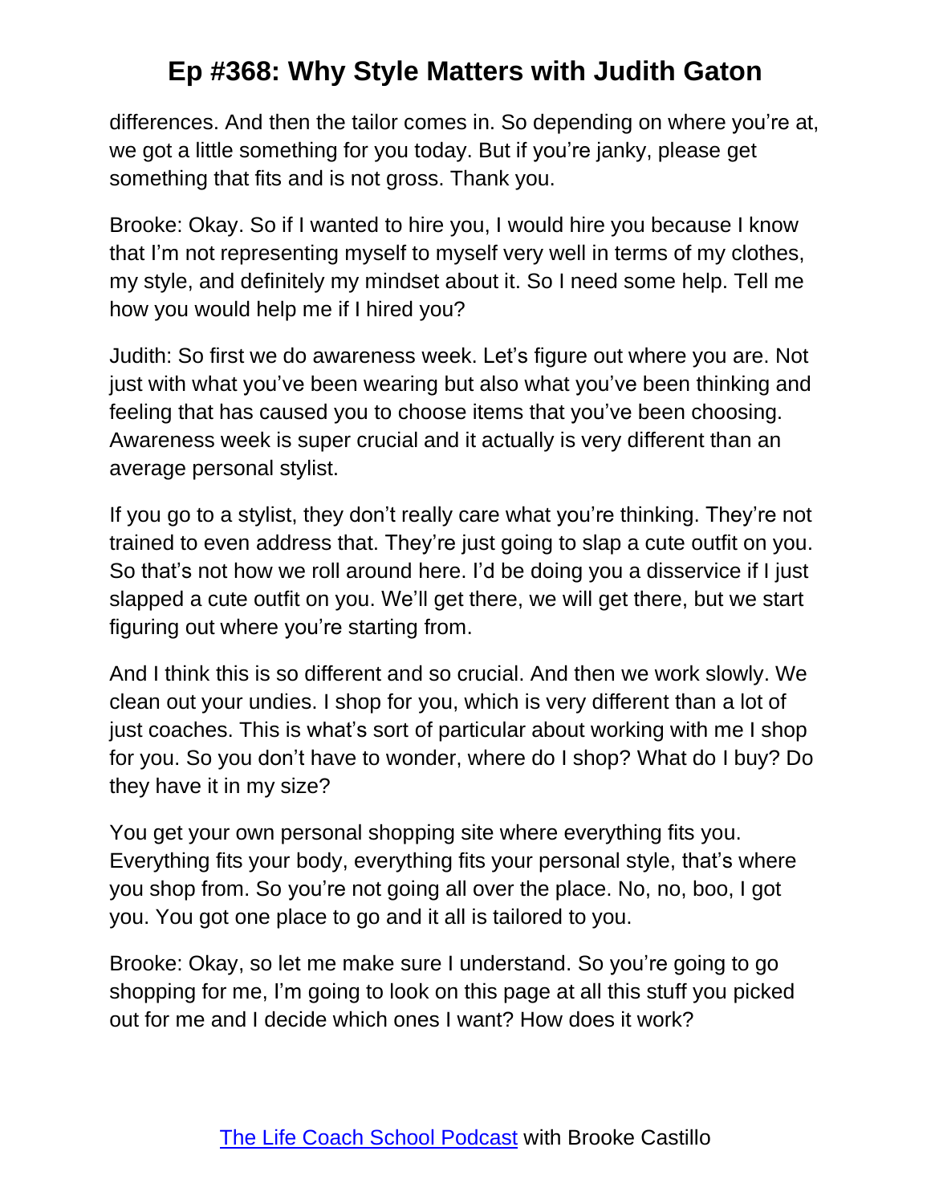differences. And then the tailor comes in. So depending on where you're at, we got a little something for you today. But if you're janky, please get something that fits and is not gross. Thank you.

Brooke: Okay. So if I wanted to hire you, I would hire you because I know that I'm not representing myself to myself very well in terms of my clothes, my style, and definitely my mindset about it. So I need some help. Tell me how you would help me if I hired you?

Judith: So first we do awareness week. Let's figure out where you are. Not just with what you've been wearing but also what you've been thinking and feeling that has caused you to choose items that you've been choosing. Awareness week is super crucial and it actually is very different than an average personal stylist.

If you go to a stylist, they don't really care what you're thinking. They're not trained to even address that. They're just going to slap a cute outfit on you. So that's not how we roll around here. I'd be doing you a disservice if I just slapped a cute outfit on you. We'll get there, we will get there, but we start figuring out where you're starting from.

And I think this is so different and so crucial. And then we work slowly. We clean out your undies. I shop for you, which is very different than a lot of just coaches. This is what's sort of particular about working with me I shop for you. So you don't have to wonder, where do I shop? What do I buy? Do they have it in my size?

You get your own personal shopping site where everything fits you. Everything fits your body, everything fits your personal style, that's where you shop from. So you're not going all over the place. No, no, boo, I got you. You got one place to go and it all is tailored to you.

Brooke: Okay, so let me make sure I understand. So you're going to go shopping for me, I'm going to look on this page at all this stuff you picked out for me and I decide which ones I want? How does it work?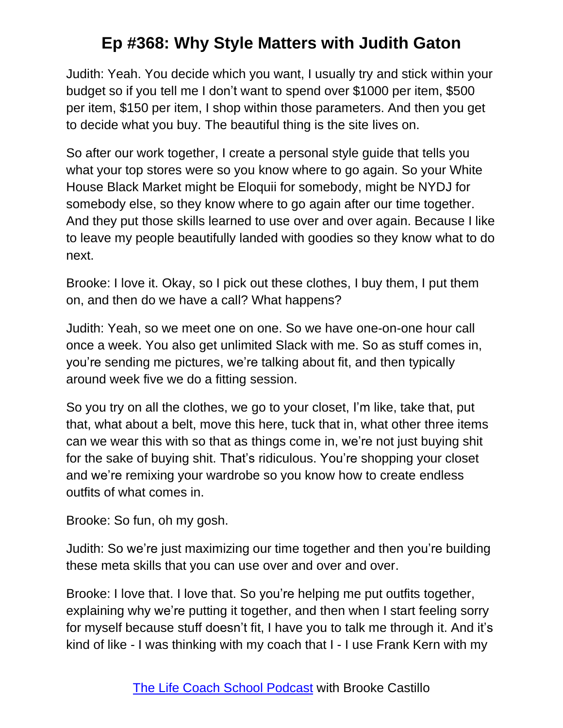Judith: Yeah. You decide which you want, I usually try and stick within your budget so if you tell me I don't want to spend over $1000 per item, $500 per item, $150 per item, I shop within those parameters. And then you get to decide what you buy. The beautiful thing is the site lives on.

So after our work together, I create a personal style guide that tells you what your top stores were so you know where to go again. So your White House Black Market might be Eloquii for somebody, might be NYDJ for somebody else, so they know where to go again after our time together. And they put those skills learned to use over and over again. Because I like to leave my people beautifully landed with goodies so they know what to do next.

Brooke: I love it. Okay, so I pick out these clothes, I buy them, I put them on, and then do we have a call? What happens?

Judith: Yeah, so we meet one on one. So we have one-on-one hour call once a week. You also get unlimited Slack with me. So as stuff comes in, you're sending me pictures, we're talking about fit, and then typically around week five we do a fitting session.

So you try on all the clothes, we go to your closet, I'm like, take that, put that, what about a belt, move this here, tuck that in, what other three items can we wear this with so that as things come in, we're not just buying shit for the sake of buying shit. That's ridiculous. You're shopping your closet and we're remixing your wardrobe so you know how to create endless outfits of what comes in.

Brooke: So fun, oh my gosh.

Judith: So we're just maximizing our time together and then you're building these meta skills that you can use over and over and over.

Brooke: I love that. I love that. So you're helping me put outfits together, explaining why we're putting it together, and then when I start feeling sorry for myself because stuff doesn't fit, I have you to talk me through it. And it's kind of like - I was thinking with my coach that I - I use Frank Kern with my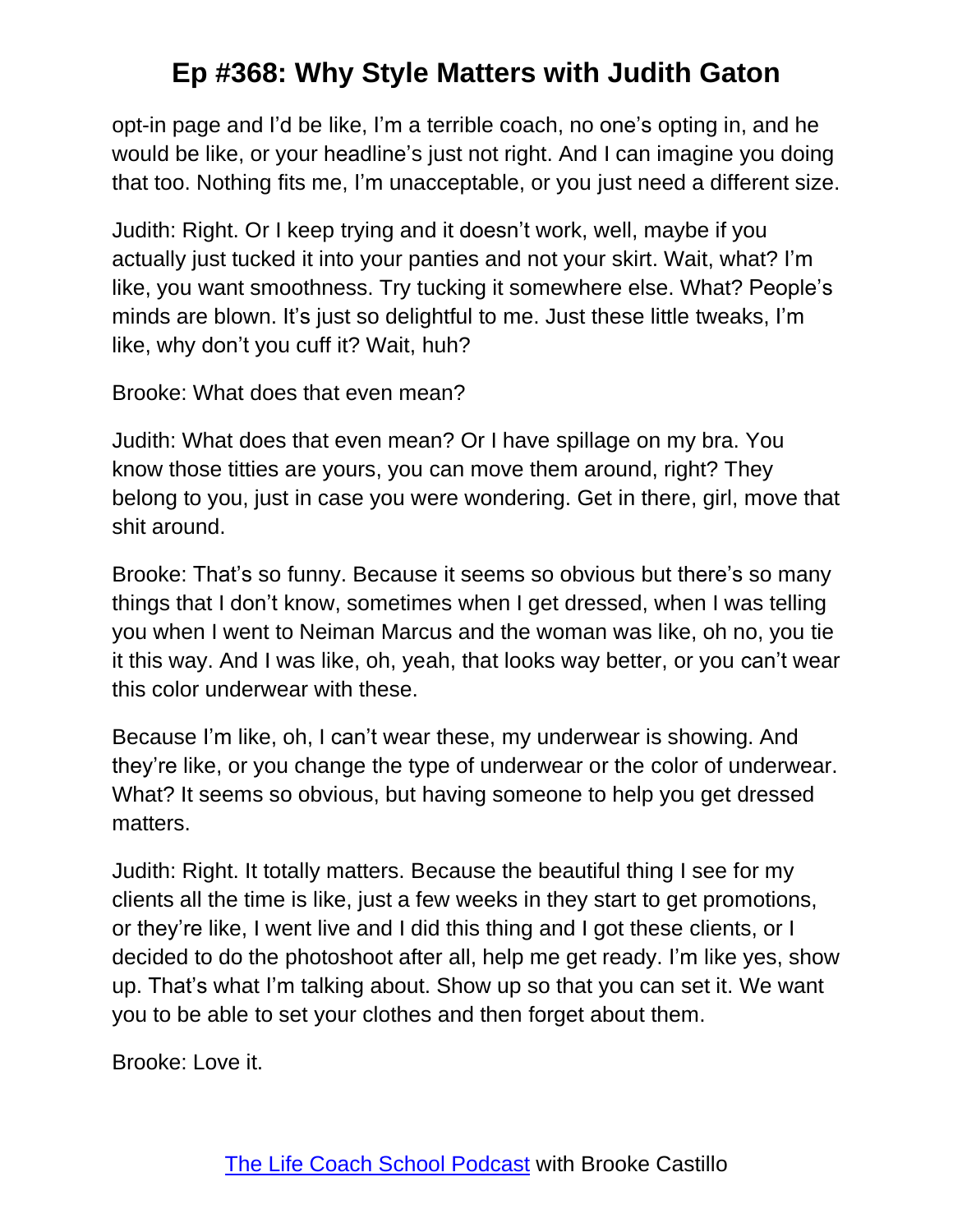opt-in page and I'd be like, I'm a terrible coach, no one's opting in, and he would be like, or your headline's just not right. And I can imagine you doing that too. Nothing fits me, I'm unacceptable, or you just need a different size.

Judith: Right. Or I keep trying and it doesn't work, well, maybe if you actually just tucked it into your panties and not your skirt. Wait, what? I'm like, you want smoothness. Try tucking it somewhere else. What? People's minds are blown. It's just so delightful to me. Just these little tweaks, I'm like, why don't you cuff it? Wait, huh?

Brooke: What does that even mean?

Judith: What does that even mean? Or I have spillage on my bra. You know those titties are yours, you can move them around, right? They belong to you, just in case you were wondering. Get in there, girl, move that shit around.

Brooke: That's so funny. Because it seems so obvious but there's so many things that I don't know, sometimes when I get dressed, when I was telling you when I went to Neiman Marcus and the woman was like, oh no, you tie it this way. And I was like, oh, yeah, that looks way better, or you can't wear this color underwear with these.

Because I'm like, oh, I can't wear these, my underwear is showing. And they're like, or you change the type of underwear or the color of underwear. What? It seems so obvious, but having someone to help you get dressed matters.

Judith: Right. It totally matters. Because the beautiful thing I see for my clients all the time is like, just a few weeks in they start to get promotions, or they're like, I went live and I did this thing and I got these clients, or I decided to do the photoshoot after all, help me get ready. I'm like yes, show up. That's what I'm talking about. Show up so that you can set it. We want you to be able to set your clothes and then forget about them.

Brooke: Love it.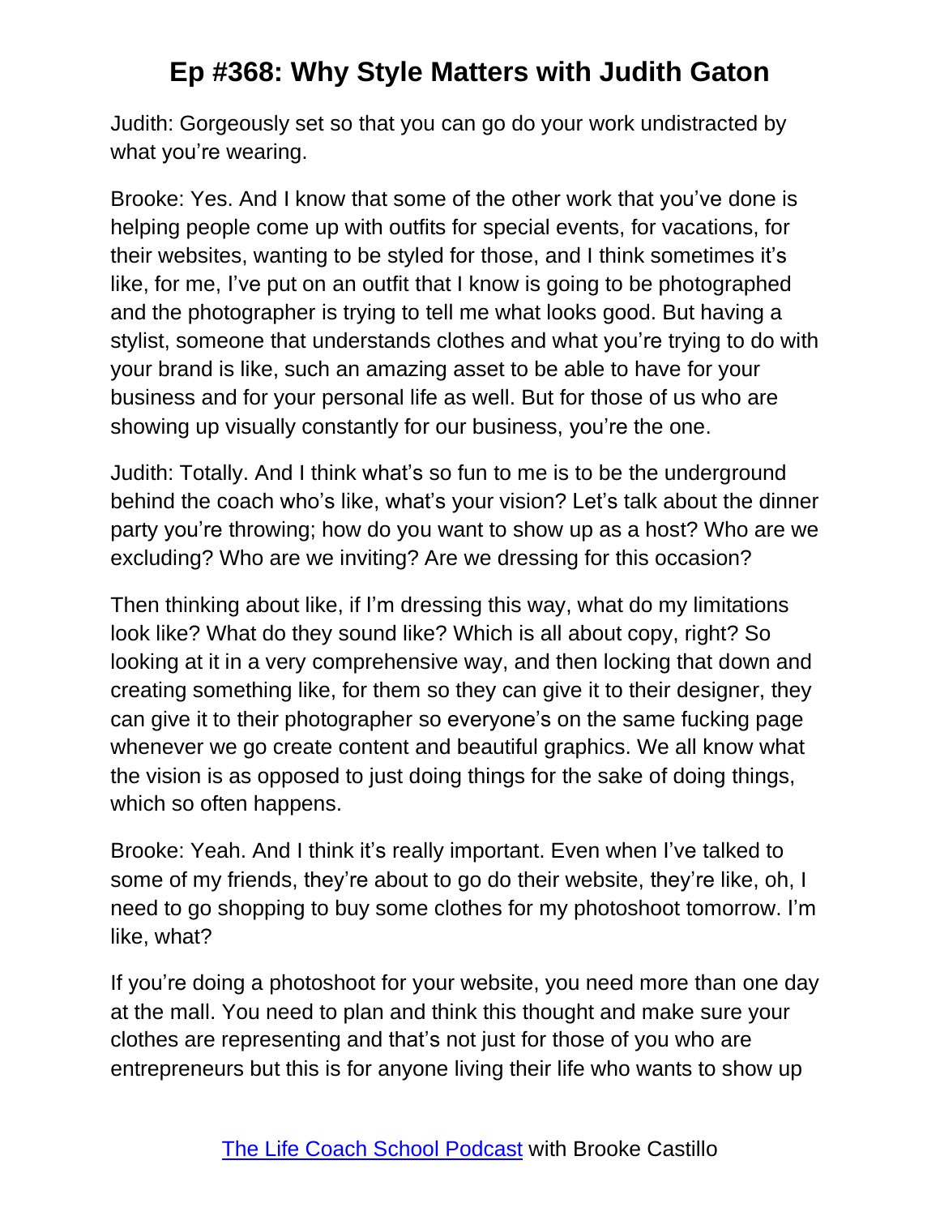Judith: Gorgeously set so that you can go do your work undistracted by what you're wearing.

Brooke: Yes. And I know that some of the other work that you've done is helping people come up with outfits for special events, for vacations, for their websites, wanting to be styled for those, and I think sometimes it's like, for me, I've put on an outfit that I know is going to be photographed and the photographer is trying to tell me what looks good. But having a stylist, someone that understands clothes and what you're trying to do with your brand is like, such an amazing asset to be able to have for your business and for your personal life as well. But for those of us who are showing up visually constantly for our business, you're the one.

Judith: Totally. And I think what's so fun to me is to be the underground behind the coach who's like, what's your vision? Let's talk about the dinner party you're throwing; how do you want to show up as a host? Who are we excluding? Who are we inviting? Are we dressing for this occasion?

Then thinking about like, if I'm dressing this way, what do my limitations look like? What do they sound like? Which is all about copy, right? So looking at it in a very comprehensive way, and then locking that down and creating something like, for them so they can give it to their designer, they can give it to their photographer so everyone's on the same fucking page whenever we go create content and beautiful graphics. We all know what the vision is as opposed to just doing things for the sake of doing things, which so often happens.

Brooke: Yeah. And I think it's really important. Even when I've talked to some of my friends, they're about to go do their website, they're like, oh, I need to go shopping to buy some clothes for my photoshoot tomorrow. I'm like, what?

If you're doing a photoshoot for your website, you need more than one day at the mall. You need to plan and think this thought and make sure your clothes are representing and that's not just for those of you who are entrepreneurs but this is for anyone living their life who wants to show up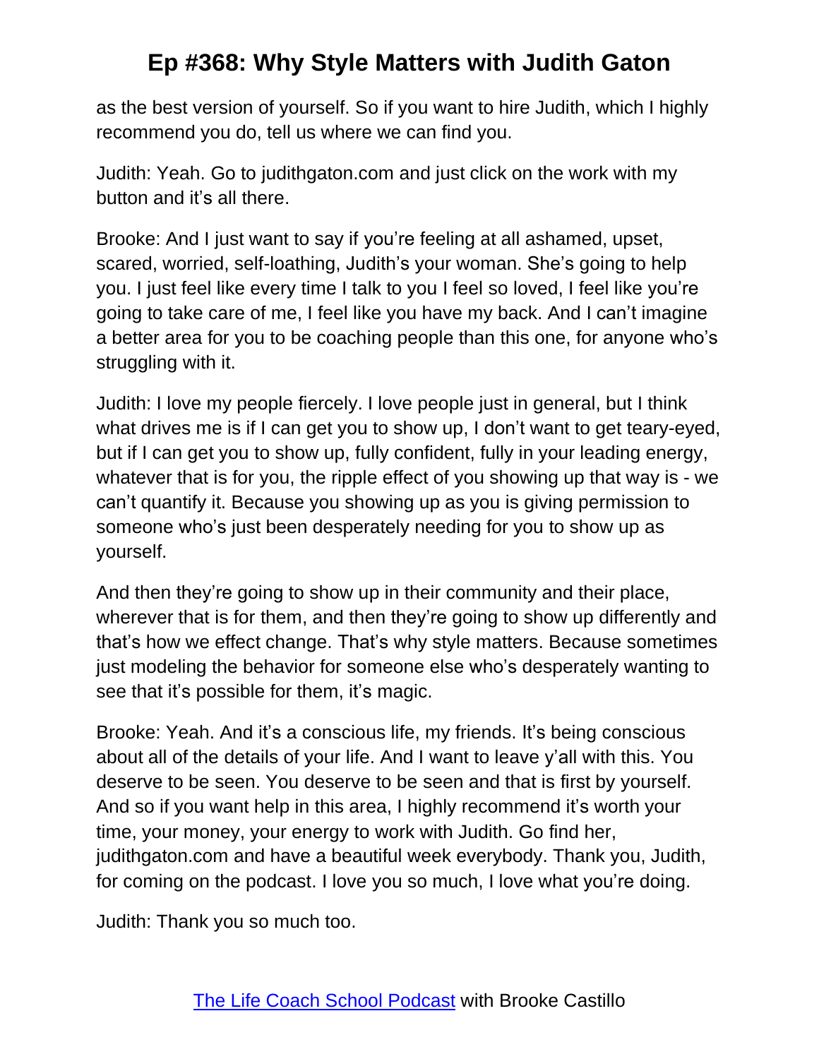as the best version of yourself. So if you want to hire Judith, which I highly recommend you do, tell us where we can find you.

Judith: Yeah. Go to judithgaton.com and just click on the work with my button and it's all there.

Brooke: And I just want to say if you're feeling at all ashamed, upset, scared, worried, self-loathing, Judith's your woman. She's going to help you. I just feel like every time I talk to you I feel so loved, I feel like you're going to take care of me, I feel like you have my back. And I can't imagine a better area for you to be coaching people than this one, for anyone who's struggling with it.

Judith: I love my people fiercely. I love people just in general, but I think what drives me is if I can get you to show up, I don't want to get teary-eyed, but if I can get you to show up, fully confident, fully in your leading energy, whatever that is for you, the ripple effect of you showing up that way is - we can't quantify it. Because you showing up as you is giving permission to someone who's just been desperately needing for you to show up as yourself.

And then they're going to show up in their community and their place, wherever that is for them, and then they're going to show up differently and that's how we effect change. That's why style matters. Because sometimes just modeling the behavior for someone else who's desperately wanting to see that it's possible for them, it's magic.

Brooke: Yeah. And it's a conscious life, my friends. It's being conscious about all of the details of your life. And I want to leave y'all with this. You deserve to be seen. You deserve to be seen and that is first by yourself. And so if you want help in this area, I highly recommend it's worth your time, your money, your energy to work with Judith. Go find her, judithgaton.com and have a beautiful week everybody. Thank you, Judith, for coming on the podcast. I love you so much, I love what you're doing.

Judith: Thank you so much too.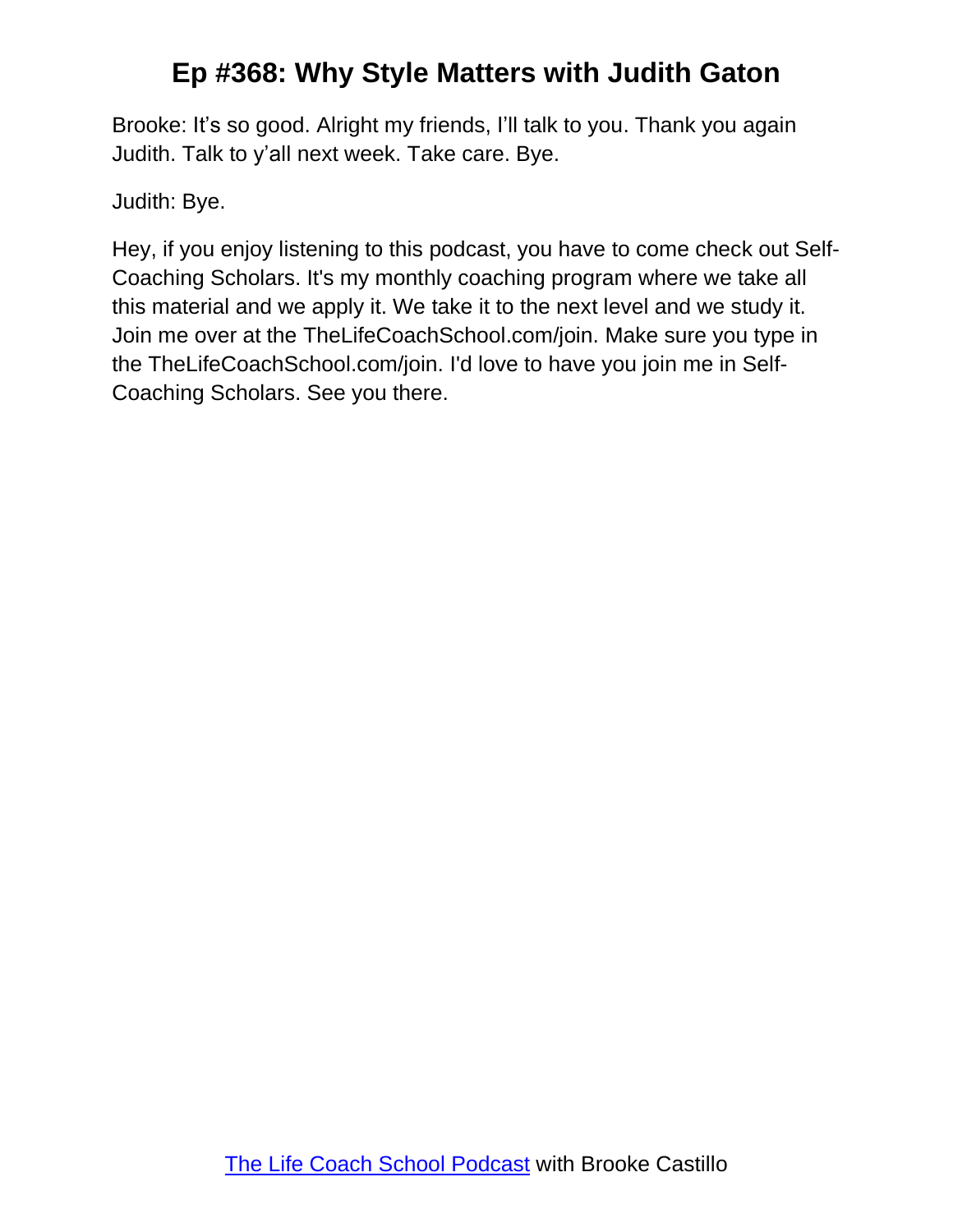Brooke: It's so good. Alright my friends, I'll talk to you. Thank you again Judith. Talk to y'all next week. Take care. Bye.

Judith: Bye.

Hey, if you enjoy listening to this podcast, you have to come check out Self-Coaching Scholars. It's my monthly coaching program where we take all this material and we apply it. We take it to the next level and we study it. Join me over at the TheLifeCoachSchool.com/join. Make sure you type in the TheLifeCoachSchool.com/join. I'd love to have you join me in Self-Coaching Scholars. See you there.